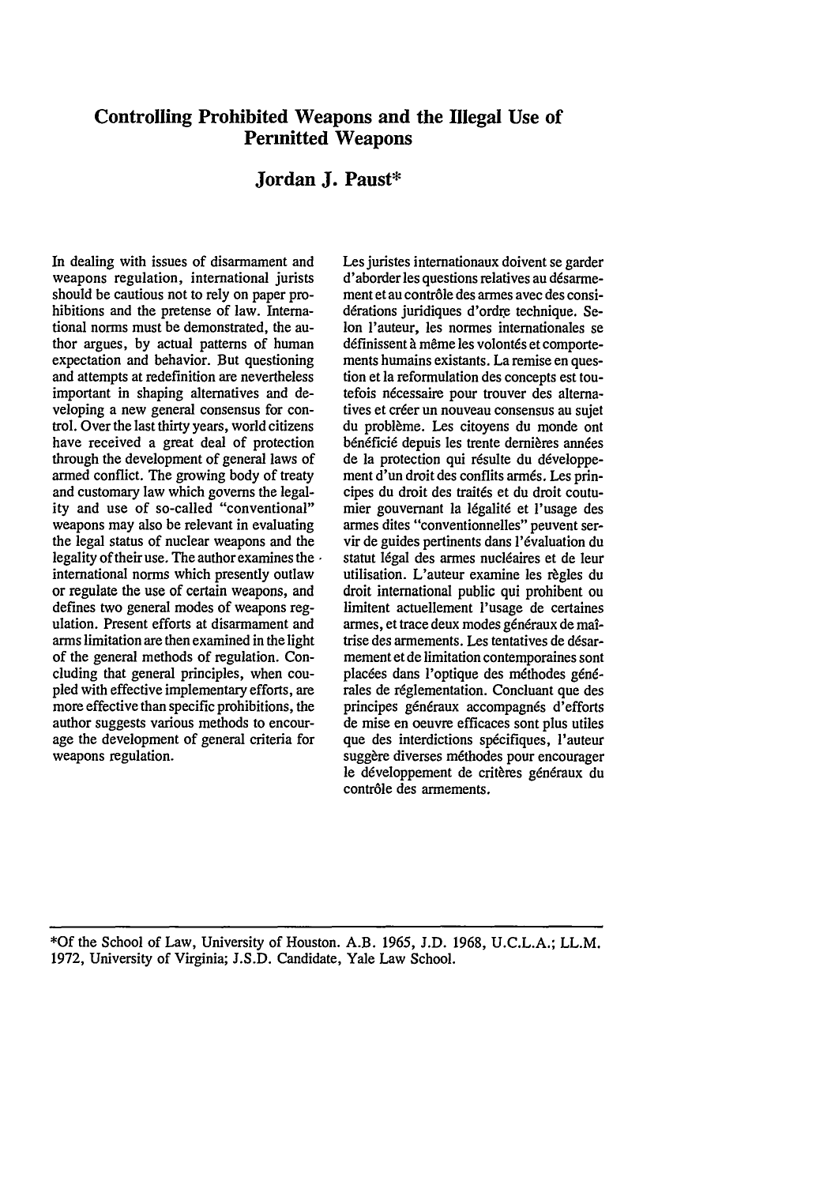# Controlling Prohibited Weapons and the Illegal Use of Permitted Weapons

## Jordan J. Paust*

In dealing with issues of disarmament and weapons regulation, international jurists should be cautious not to rely on paper prohibitions and the pretense of law. International norms must be demonstrated, the author argues, by actual patterns of human expectation and behavior. But questioning and attempts at redefinition are nevertheless important in shaping alternatives and developing a new general consensus for control. Over the last thirty years, world citizens have received a great deal of protection through the development of general laws of armed conflict. The growing body of treaty and customary law which governs the legality and use of so-called "conventional" weapons may also be relevant in evaluating the legal status of nuclear weapons and the legality of their use. The author examines the international norms which presently outlaw or regulate the use of certain weapons, and defines two general modes of weapons regulation. Present efforts at disarmament and arms limitation are then examined in the light of the general methods of regulation. Concluding that general principles, when coupled with effective implementary efforts, are more effective than specific prohibitions, the author suggests various methods to encourage the development of general criteria for weapons regulation.

Les juristes internationaux doivent se garder d'aborder les questions relatives au désarmement et au contrôle des armes avec des considérations juridiques d'ordre technique. Selon l'auteur, les normes internationales se définissent à même les volontés et comportements humains existants. La remise en question et la reformulation des concepts est toutefois nécessaire pour trouver des alternatives et créer un nouveau consensus au sujet du problème. Les citoyens du monde ont bénéficié depuis les trente dernières années de la protection qui résulte du développement d'un droit des conflits armés. Les principes du droit des traités et du droit coutumier gouvernant la légalité et l'usage des armes dites "conventionnelles" peuvent servir de guides pertinents dans l'évaluation du statut légal des armes nucléaires et de leur utilisation. L'auteur examine les règles du droit international public qui prohibent ou limitent actuellement l'usage de certaines armes, et trace deux modes généraux de maîtrise des armements. Les tentatives de désarmement et de limitation contemporaines sont placées dans l'optique des méthodes générales de réglementation. Concluant que des principes généraux accompagnés d'efforts de mise en oeuvre efficaces sont plus utiles que des interdictions spécifiques, l'auteur suggère diverses méthodes pour encourager le développement de critères généraux du contrôle des armements.

---

*Of the School of Law, University of Houston. A.B. 1965, J.D. 1968, U.C.L.A.; LL.M. 1972, University of Virginia; J.S.D. Candidate, Yale Law School.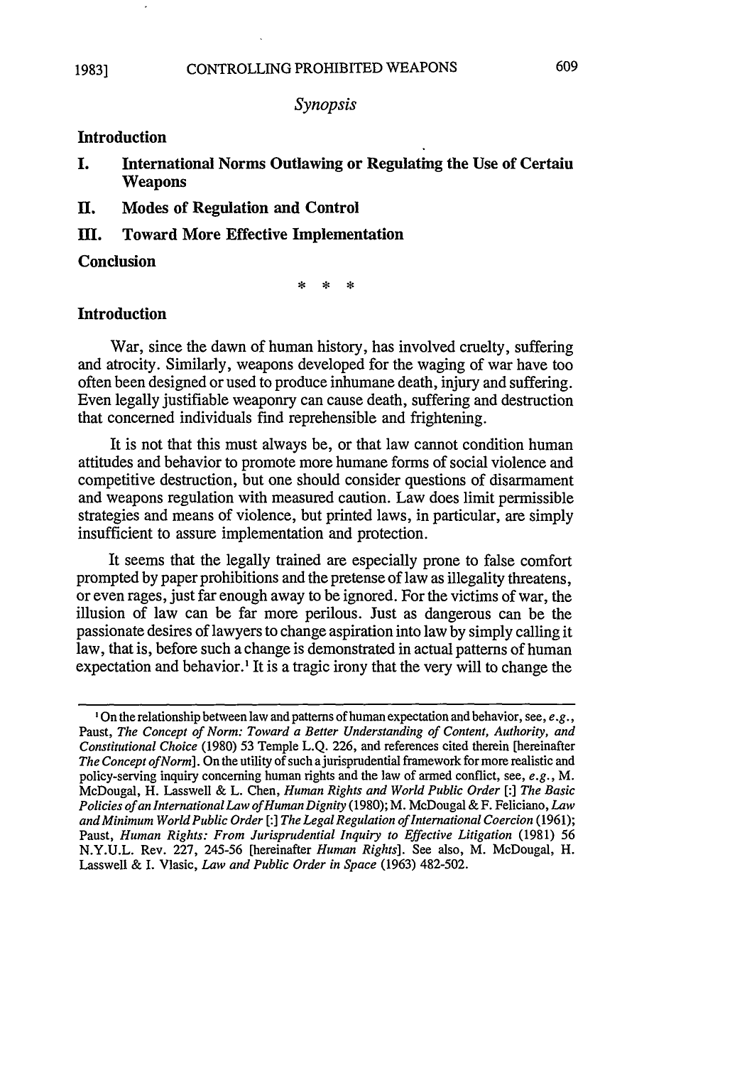*Synopsis*

**Introduction**

**I. International Norms Outlawing or Regulating the Use of Certaiu Weapons**

**II. Modes of Regulation and Control**

**III. Toward More Effective Implementation**

**Conclusion**

\* \* \*

## Introduction

War, since the dawn of human history, has involved cruelty, suffering and atrocity. Similarly, weapons developed for the waging of war have too often been designed or used to produce inhumane death, injury and suffering. Even legally justifiable weaponry can cause death, suffering and destruction that concerned individuals find reprehensible and frightening.

It is not that this must always be, or that law cannot condition human attitudes and behavior to promote more humane forms of social violence and competitive destruction, but one should consider questions of disarmament and weapons regulation with measured caution. Law does limit permissible strategies and means of violence, but printed laws, in particular, are simply insufficient to assure implementation and protection.

It seems that the legally trained are especially prone to false comfort prompted by paper prohibitions and the pretense of law as illegality threatens, or even rages, just far enough away to be ignored. For the victims of war, the illusion of law can be far more perilous. Just as dangerous can be the passionate desires of lawyers to change aspiration into law by simply calling it law, that is, before such a change is demonstrated in actual patterns of human expectation and behavior.[1] It is a tragic irony that the very will to change the

---

[1] On the relationship between law and patterns of human expectation and behavior, see, *e.g.*, Paust, *The Concept of Norm: Toward a Better Understanding of Content, Authority, and Constitutional Choice* (1980) 53 Temple L.Q. 226, and references cited therein [hereinafter *The Concept of Norm*]. On the utility of such a jurisprudential framework for more realistic and policy-serving inquiry concerning human rights and the law of armed conflict, see, *e.g.*, M. McDougal, H. Lasswell & L. Chen, *Human Rights and World Public Order* [:] *The Basic Policies of an International Law of Human Dignity* (1980); M. McDougal & F. Feliciano, *Law and Minimum World Public Order* [:] *The Legal Regulation of International Coercion* (1961); Paust, *Human Rights: From Jurisprudential Inquiry to Effective Litigation* (1981) 56 N.Y.U.L. Rev. 227, 245-56 [hereinafter *Human Rights*]. See also, M. McDougal, H. Lasswell & I. Vlasic, *Law and Public Order in Space* (1963) 482-502.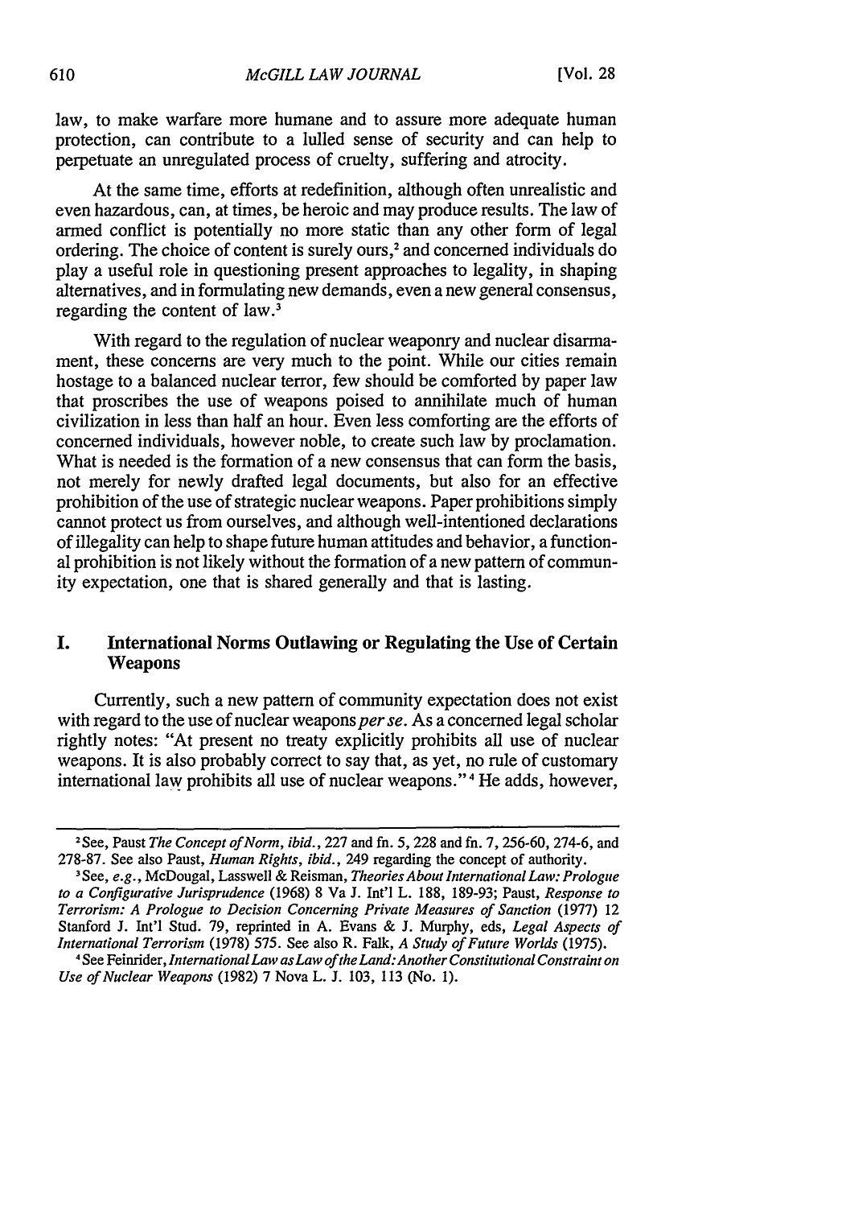law, to make warfare more humane and to assure more adequate human protection, can contribute to a lulled sense of security and can help to perpetuate an unregulated process of cruelty, suffering and atrocity.

At the same time, efforts at redefinition, although often unrealistic and even hazardous, can, at times, be heroic and may produce results. The law of armed conflict is potentially no more static than any other form of legal ordering. The choice of content is surely ours,[2] and concerned individuals do play a useful role in questioning present approaches to legality, in shaping alternatives, and in formulating new demands, even a new general consensus, regarding the content of law.[3]

With regard to the regulation of nuclear weaponry and nuclear disarmament, these concerns are very much to the point. While our cities remain hostage to a balanced nuclear terror, few should be comforted by paper law that proscribes the use of weapons poised to annihilate much of human civilization in less than half an hour. Even less comforting are the efforts of concerned individuals, however noble, to create such law by proclamation. What is needed is the formation of a new consensus that can form the basis, not merely for newly drafted legal documents, but also for an effective prohibition of the use of strategic nuclear weapons. Paper prohibitions simply cannot protect us from ourselves, and although well-intentioned declarations of illegality can help to shape future human attitudes and behavior, a functional prohibition is not likely without the formation of a new pattern of community expectation, one that is shared generally and that is lasting.

## I. International Norms Outlawing or Regulating the Use of Certain Weapons

Currently, such a new pattern of community expectation does not exist with regard to the use of nuclear weapons *per se*. As a concerned legal scholar rightly notes: "At present no treaty explicitly prohibits all use of nuclear weapons. It is also probably correct to say that, as yet, no rule of customary international law prohibits all use of nuclear weapons."[4] He adds, however,

---

[2] See, Paust *The Concept of Norm*, *ibid.*, 227 and fn. 5, 228 and fn. 7, 256-60, 274-6, and 278-87. See also Paust, *Human Rights*, *ibid.*, 249 regarding the concept of authority.

[3] See, *e.g.*, McDougal, Lasswell & Reisman, *Theories About International Law: Prologue to a Configurative Jurisprudence* (1968) 8 Va J. Int'l L. 188, 189-93; Paust, *Response to Terrorism: A Prologue to Decision Concerning Private Measures of Sanction* (1977) 12 Stanford J. Int'l Stud. 79, reprinted in A. Evans & J. Murphy, eds, *Legal Aspects of International Terrorism* (1978) 575. See also R. Falk, *A Study of Future Worlds* (1975).

[4] See Feinrider, *International Law as Law of the Land: Another Constitutional Constraint on Use of Nuclear Weapons* (1982) 7 Nova L. J. 103, 113 (No. 1).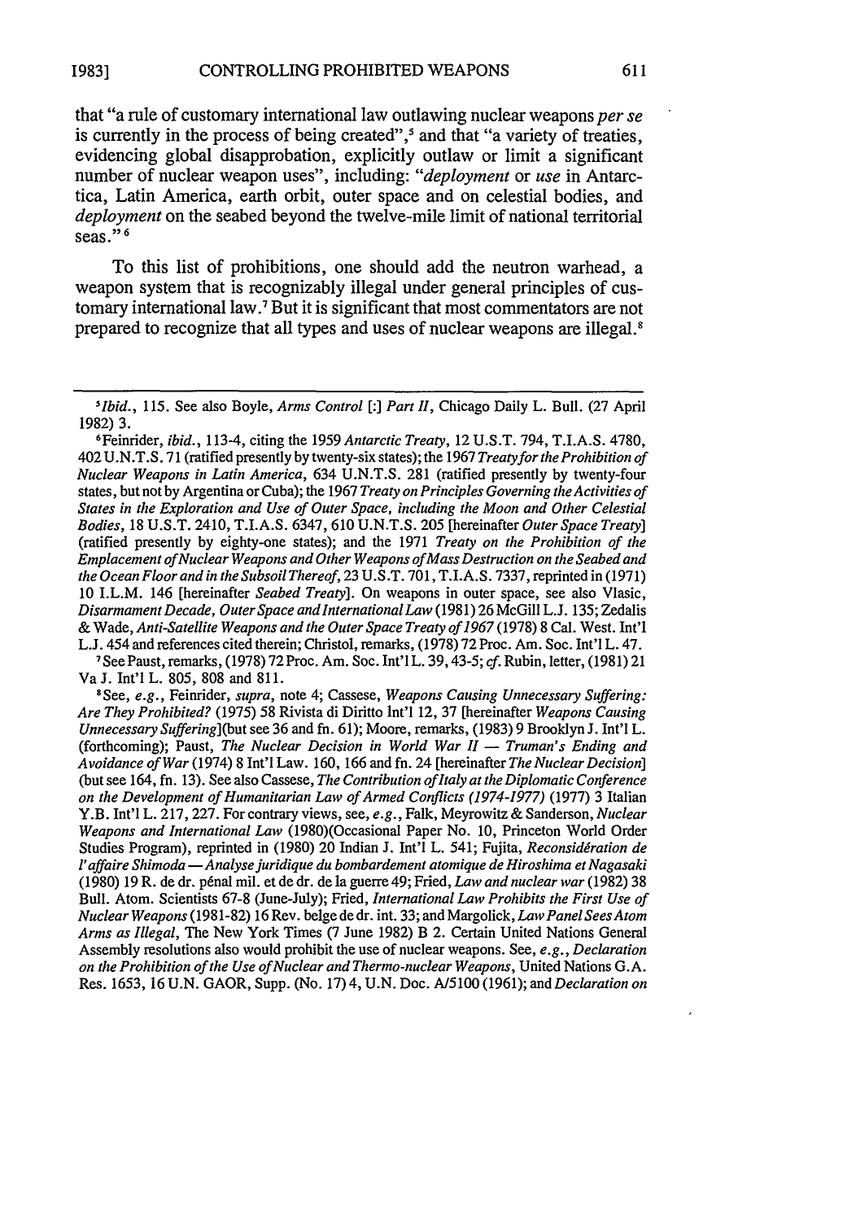that "a rule of customary international law outlawing nuclear weapons *per se* is currently in the process of being created",[5] and that "a variety of treaties, evidencing global disapprobation, explicitly outlaw or limit a significant number of nuclear weapon uses", including: "*deployment* or *use* in Antarctica, Latin America, earth orbit, outer space and on celestial bodies, and *deployment* on the seabed beyond the twelve-mile limit of national territorial seas."[6]

To this list of prohibitions, one should add the neutron warhead, a weapon system that is recognizably illegal under general principles of customary international law.[7] But it is significant that most commentators are not prepared to recognize that all types and uses of nuclear weapons are illegal.[8]

---

[5] *Ibid.*, 115. See also Boyle, *Arms Control* [:] *Part II*, Chicago Daily L. Bull. (27 April 1982) 3.

[6] Feinrider, *ibid.*, 113-4, citing the 1959 *Antarctic Treaty*, 12 U.S.T. 794, T.I.A.S. 4780, 402 U.N.T.S. 71 (ratified presently by twenty-six states); the 1967 *Treaty for the Prohibition of Nuclear Weapons in Latin America*, 634 U.N.T.S. 281 (ratified presently by twenty-four states, but not by Argentina or Cuba); the 1967 *Treaty on Principles Governing the Activities of States in the Exploration and Use of Outer Space, including the Moon and Other Celestial Bodies*, 18 U.S.T. 2410, T.I.A.S. 6347, 610 U.N.T.S. 205 [hereinafter *Outer Space Treaty*] (ratified presently by eighty-one states); and the 1971 *Treaty on the Prohibition of the Emplacement of Nuclear Weapons and Other Weapons of Mass Destruction on the Seabed and the Ocean Floor and in the Subsoil Thereof*, 23 U.S.T. 701, T.I.A.S. 7337, reprinted in (1971) 10 I.L.M. 146 [hereinafter *Seabed Treaty*]. On weapons in outer space, see also Vlasic, *Disarmament Decade, Outer Space and International Law* (1981) 26 McGill L.J. 135; Zedalis & Wade, *Anti-Satellite Weapons and the Outer Space Treaty of 1967* (1978) 8 Cal. West. Int'l L.J. 454 and references cited therein; Christol, remarks, (1978) 72 Proc. Am. Soc. Int'l L. 47.

[7] See Paust, remarks, (1978) 72 Proc. Am. Soc. Int'l L. 39, 43-5; *cf.* Rubin, letter, (1981) 21 Va J. Int'l L. 805, 808 and 811.

[8] See, *e.g.*, Feinrider, *supra*, note 4; Cassese, *Weapons Causing Unnecessary Suffering: Are They Prohibited?* (1975) 58 Rivista di Diritto Int'l 12, 37 [hereinafter *Weapons Causing Unnecessary Suffering*](but see 36 and fn. 61); Moore, remarks, (1983) 9 Brooklyn J. Int'l L. (forthcoming); Paust, *The Nuclear Decision in World War II — Truman's Ending and Avoidance of War* (1974) 8 Int'l Law. 160, 166 and fn. 24 [hereinafter *The Nuclear Decision*] (but see 164, fn. 13). See also Cassese, *The Contribution of Italy at the Diplomatic Conference on the Development of Humanitarian Law of Armed Conflicts (1974-1977)* (1977) 3 Italian Y.B. Int'l L. 217, 227. For contrary views, see, *e.g.*, Falk, Meyrowitz & Sanderson, *Nuclear Weapons and International Law* (1980)(Occasional Paper No. 10, Princeton World Order Studies Program), reprinted in (1980) 20 Indian J. Int'l L. 541; Fujita, *Reconsidération de l'affaire Shimoda — Analyse juridique du bombardement atomique de Hiroshima et Nagasaki* (1980) 19 R. de dr. pénal mil. et de dr. de la guerre 49; Fried, *Law and nuclear war* (1982) 38 Bull. Atom. Scientists 67-8 (June-July); Fried, *International Law Prohibits the First Use of Nuclear Weapons* (1981-82) 16 Rev. belge de dr. int. 33; and Margolick, *Law Panel Sees Atom Arms as Illegal*, The New York Times (7 June 1982) B 2. Certain United Nations General Assembly resolutions also would prohibit the use of nuclear weapons. See, *e.g.*, *Declaration on the Prohibition of the Use of Nuclear and Thermo-nuclear Weapons*, United Nations G.A. Res. 1653, 16 U.N. GAOR, Supp. (No. 17) 4, U.N. Doc. A/5100 (1961); and *Declaration on*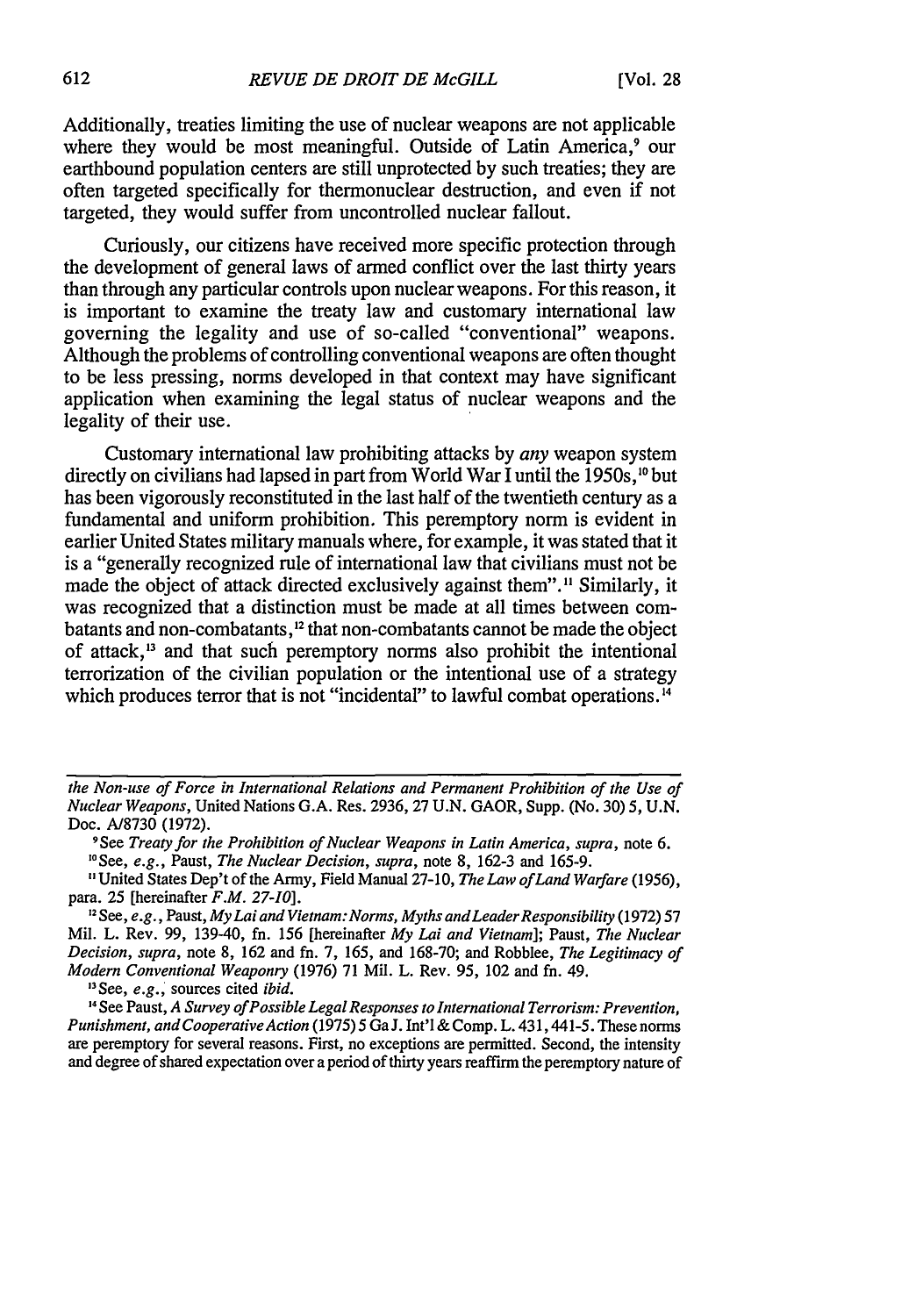Additionally, treaties limiting the use of nuclear weapons are not applicable where they would be most meaningful. Outside of Latin America,[9] our earthbound population centers are still unprotected by such treaties; they are often targeted specifically for thermonuclear destruction, and even if not targeted, they would suffer from uncontrolled nuclear fallout.

Curiously, our citizens have received more specific protection through the development of general laws of armed conflict over the last thirty years than through any particular controls upon nuclear weapons. For this reason, it is important to examine the treaty law and customary international law governing the legality and use of so-called "conventional" weapons. Although the problems of controlling conventional weapons are often thought to be less pressing, norms developed in that context may have significant application when examining the legal status of nuclear weapons and the legality of their use.

Customary international law prohibiting attacks by *any* weapon system directly on civilians had lapsed in part from World War I until the 1950s,[10] but has been vigorously reconstituted in the last half of the twentieth century as a fundamental and uniform prohibition. This peremptory norm is evident in earlier United States military manuals where, for example, it was stated that it is a "generally recognized rule of international law that civilians must not be made the object of attack directed exclusively against them".[11] Similarly, it was recognized that a distinction must be made at all times between combatants and non-combatants,[12] that non-combatants cannot be made the object of attack,[13] and that such peremptory norms also prohibit the intentional terrorization of the civilian population or the intentional use of a strategy which produces terror that is not "incidental" to lawful combat operations.[14]

---

*the Non-use of Force in International Relations and Permanent Prohibition of the Use of Nuclear Weapons*, United Nations G.A. Res. 2936, 27 U.N. GAOR, Supp. (No. 30) 5, U.N. Doc. A/8730 (1972).

[9] See *Treaty for the Prohibition of Nuclear Weapons in Latin America*, *supra*, note 6.

[10] See, *e.g.*, Paust, *The Nuclear Decision*, *supra*, note 8, 162-3 and 165-9.

[11] United States Dep't of the Army, Field Manual 27-10, *The Law of Land Warfare* (1956), para. 25 [hereinafter *F.M. 27-10*].

[12] See, *e.g.*, Paust, *My Lai and Vietnam: Norms, Myths and Leader Responsibility* (1972) 57 Mil. L. Rev. 99, 139-40, fn. 156 [hereinafter *My Lai and Vietnam*]; Paust, *The Nuclear Decision*, *supra*, note 8, 162 and fn. 7, 165, and 168-70; and Robblee, *The Legitimacy of Modern Conventional Weaponry* (1976) 71 Mil. L. Rev. 95, 102 and fn. 49.

[13] See, *e.g.*, sources cited *ibid.*

[14] See Paust, *A Survey of Possible Legal Responses to International Terrorism: Prevention, Punishment, and Cooperative Action* (1975) 5 Ga J. Int'l & Comp. L. 431, 441-5. These norms are peremptory for several reasons. First, no exceptions are permitted. Second, the intensity and degree of shared expectation over a period of thirty years reaffirm the peremptory nature of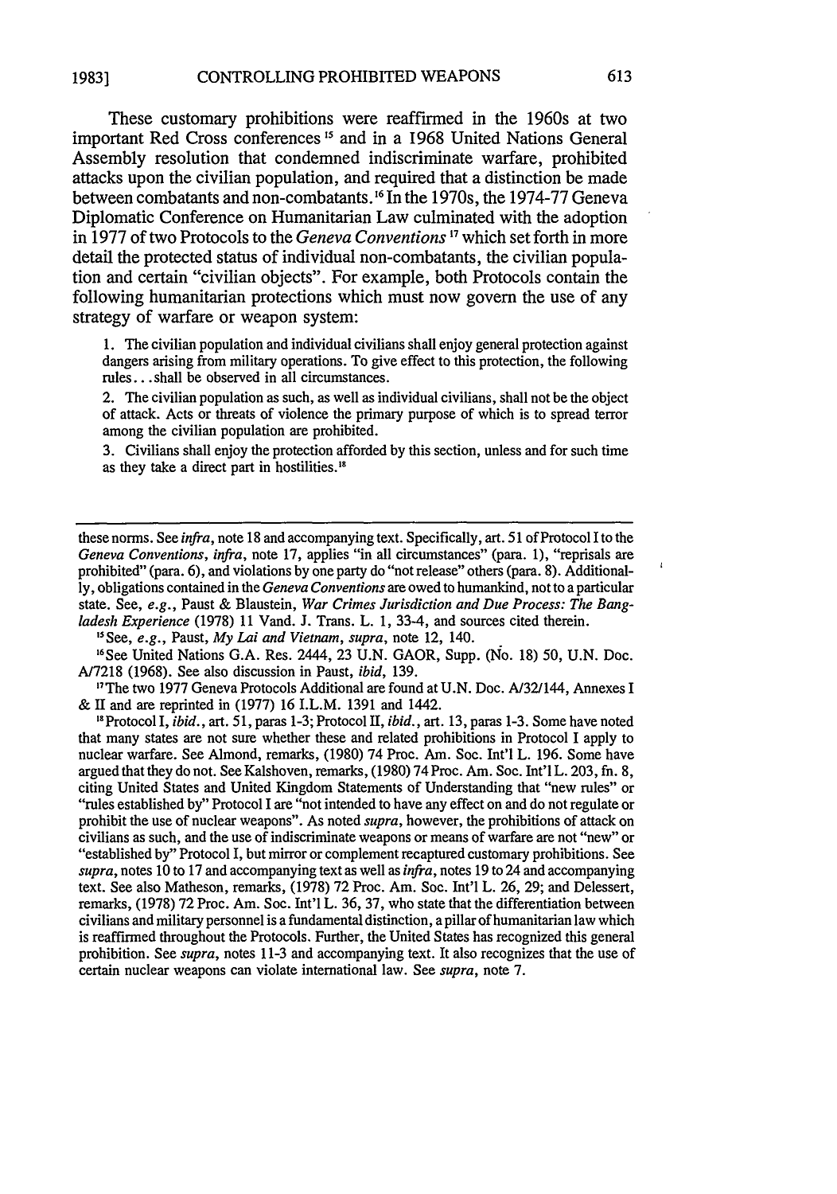These customary prohibitions were reaffirmed in the 1960s at two important Red Cross conferences [15] and in a 1968 United Nations General Assembly resolution that condemned indiscriminate warfare, prohibited attacks upon the civilian population, and required that a distinction be made between combatants and non-combatants. [16] In the 1970s, the 1974-77 Geneva Diplomatic Conference on Humanitarian Law culminated with the adoption in 1977 of two Protocols to the *Geneva Conventions* [17] which set forth in more detail the protected status of individual non-combatants, the civilian population and certain "civilian objects". For example, both Protocols contain the following humanitarian protections which must now govern the use of any strategy of warfare or weapon system:

> 1. The civilian population and individual civilians shall enjoy general protection against dangers arising from military operations. To give effect to this protection, the following rules. . . shall be observed in all circumstances.
>
> 2. The civilian population as such, as well as individual civilians, shall not be the object of attack. Acts or threats of violence the primary purpose of which is to spread terror among the civilian population are prohibited.
>
> 3. Civilians shall enjoy the protection afforded by this section, unless and for such time as they take a direct part in hostilities. [18]

---

these norms. See *infra*, note 18 and accompanying text. Specifically, art. 51 of Protocol I to the *Geneva Conventions*, *infra*, note 17, applies "in all circumstances" (para. 1), "reprisals are prohibited" (para. 6), and violations by one party do "not release" others (para. 8). Additionally, obligations contained in the *Geneva Conventions* are owed to humankind, not to a particular state. See, *e.g.*, Paust & Blaustein, *War Crimes Jurisdiction and Due Process: The Bangladesh Experience* (1978) 11 Vand. J. Trans. L. 1, 33-4, and sources cited therein.

[15] See, *e.g.*, Paust, *My Lai and Vietnam*, *supra*, note 12, 140.

[16] See United Nations G.A. Res. 2444, 23 U.N. GAOR, Supp. (No. 18) 50, U.N. Doc. A/7218 (1968). See also discussion in Paust, *ibid*, 139.

[17] The two 1977 Geneva Protocols Additional are found at U.N. Doc. A/32/144, Annexes I & II and are reprinted in (1977) 16 I.L.M. 1391 and 1442.

[18] Protocol I, *ibid.*, art. 51, paras 1-3; Protocol II, *ibid.*, art. 13, paras 1-3. Some have noted that many states are not sure whether these and related prohibitions in Protocol I apply to nuclear warfare. See Almond, remarks, (1980) 74 Proc. Am. Soc. Int'l L. 196. Some have argued that they do not. See Kalshoven, remarks, (1980) 74 Proc. Am. Soc. Int'l L. 203, fn. 8, citing United States and United Kingdom Statements of Understanding that "new rules" or "rules established by" Protocol I are "not intended to have any effect on and do not regulate or prohibit the use of nuclear weapons". As noted *supra*, however, the prohibitions of attack on civilians as such, and the use of indiscriminate weapons or means of warfare are not "new" or "established by" Protocol I, but mirror or complement recaptured customary prohibitions. See *supra*, notes 10 to 17 and accompanying text as well as *infra*, notes 19 to 24 and accompanying text. See also Matheson, remarks, (1978) 72 Proc. Am. Soc. Int'l L. 26, 29; and Delessert, remarks, (1978) 72 Proc. Am. Soc. Int'l L. 36, 37, who state that the differentiation between civilians and military personnel is a fundamental distinction, a pillar of humanitarian law which is reaffirmed throughout the Protocols. Further, the United States has recognized this general prohibition. See *supra*, notes 11-3 and accompanying text. It also recognizes that the use of certain nuclear weapons can violate international law. See *supra*, note 7.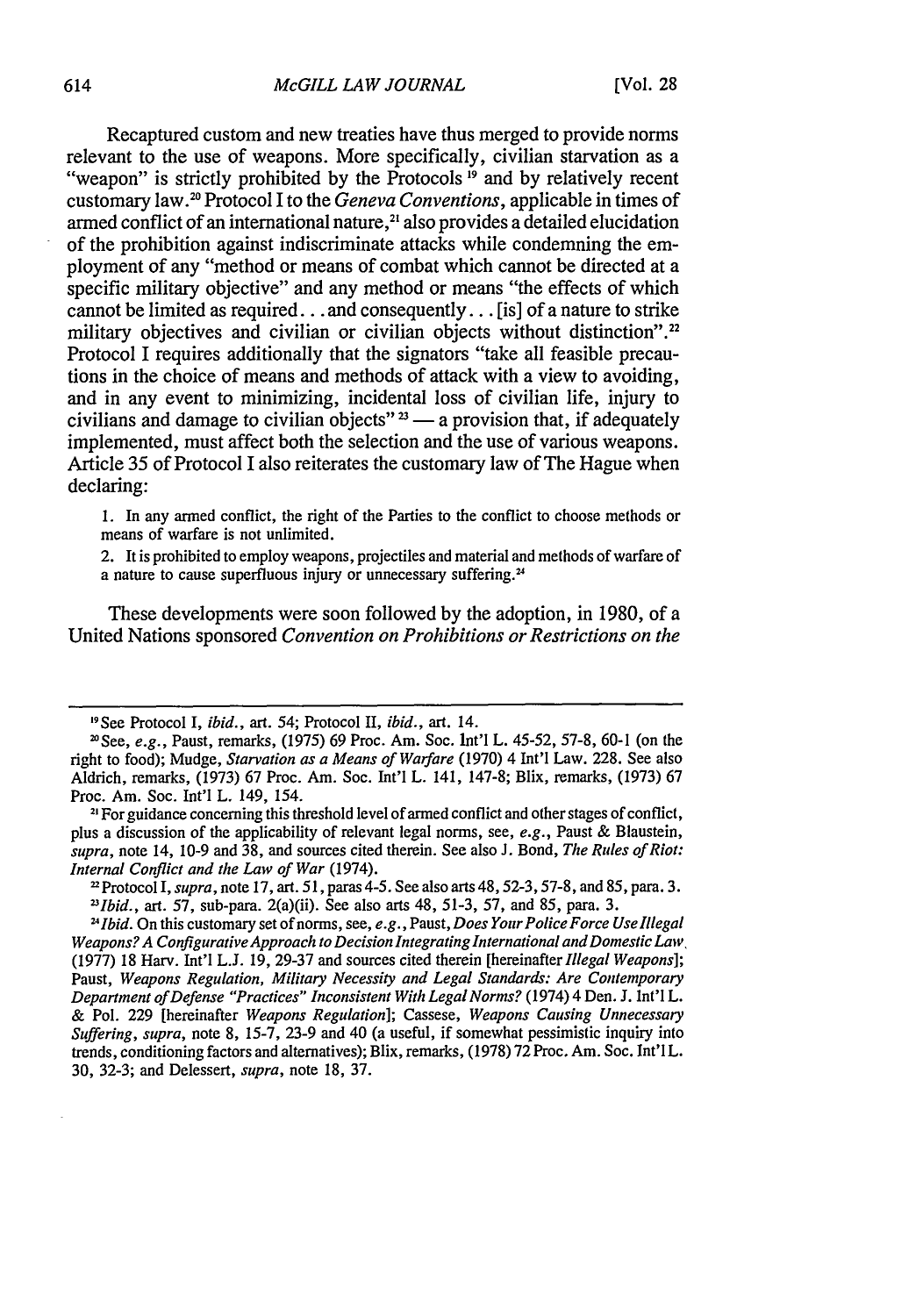Recaptured custom and new treaties have thus merged to provide norms relevant to the use of weapons. More specifically, civilian starvation as a "weapon" is strictly prohibited by the Protocols [19] and by relatively recent customary law.[20] Protocol I to the *Geneva Conventions*, applicable in times of armed conflict of an international nature,[21] also provides a detailed elucidation of the prohibition against indiscriminate attacks while condemning the employment of any "method or means of combat which cannot be directed at a specific military objective" and any method or means "the effects of which cannot be limited as required. . . and consequently. . . [is] of a nature to strike military objectives and civilian or civilian objects without distinction".[22] Protocol I requires additionally that the signators "take all feasible precautions in the choice of means and methods of attack with a view to avoiding, and in any event to minimizing, incidental loss of civilian life, injury to civilians and damage to civilian objects" [23] — a provision that, if adequately implemented, must affect both the selection and the use of various weapons. Article 35 of Protocol I also reiterates the customary law of The Hague when declaring:

> 1. In any armed conflict, the right of the Parties to the conflict to choose methods or means of warfare is not unlimited.
>
> 2. It is prohibited to employ weapons, projectiles and material and methods of warfare of a nature to cause superfluous injury or unnecessary suffering.[24]

These developments were soon followed by the adoption, in 1980, of a United Nations sponsored *Convention on Prohibitions or Restrictions on the*

---

[19] See Protocol I, *ibid.*, art. 54; Protocol II, *ibid.*, art. 14.

[20] See, *e.g.*, Paust, remarks, (1975) 69 Proc. Am. Soc. Int'l L. 45-52, 57-8, 60-1 (on the right to food); Mudge, *Starvation as a Means of Warfare* (1970) 4 Int'l Law. 228. See also Aldrich, remarks, (1973) 67 Proc. Am. Soc. Int'l L. 141, 147-8; Blix, remarks, (1973) 67 Proc. Am. Soc. Int'l L. 149, 154.

[21] For guidance concerning this threshold level of armed conflict and other stages of conflict, plus a discussion of the applicability of relevant legal norms, see, *e.g.*, Paust & Blaustein, *supra*, note 14, 10-9 and 38, and sources cited therein. See also J. Bond, *The Rules of Riot: Internal Conflict and the Law of War* (1974).

[22] Protocol I, *supra*, note 17, art. 51, paras 4-5. See also arts 48, 52-3, 57-8, and 85, para. 3.

[23] *Ibid.*, art. 57, sub-para. 2(a)(ii). See also arts 48, 51-3, 57, and 85, para. 3.

[24] *Ibid.* On this customary set of norms, see, *e.g.*, Paust, *Does Your Police Force Use Illegal Weapons? A Configurative Approach to Decision Integrating International and Domestic Law* (1977) 18 Harv. Int'l L.J. 19, 29-37 and sources cited therein [hereinafter *Illegal Weapons*]; Paust, *Weapons Regulation, Military Necessity and Legal Standards: Are Contemporary Department of Defense "Practices" Inconsistent With Legal Norms?* (1974) 4 Den. J. Int'l L. & Pol. 229 [hereinafter *Weapons Regulation*]; Cassese, *Weapons Causing Unnecessary Suffering*, *supra*, note 8, 15-7, 23-9 and 40 (a useful, if somewhat pessimistic inquiry into trends, conditioning factors and alternatives); Blix, remarks, (1978) 72 Proc. Am. Soc. Int'l L. 30, 32-3; and Delessert, *supra*, note 18, 37.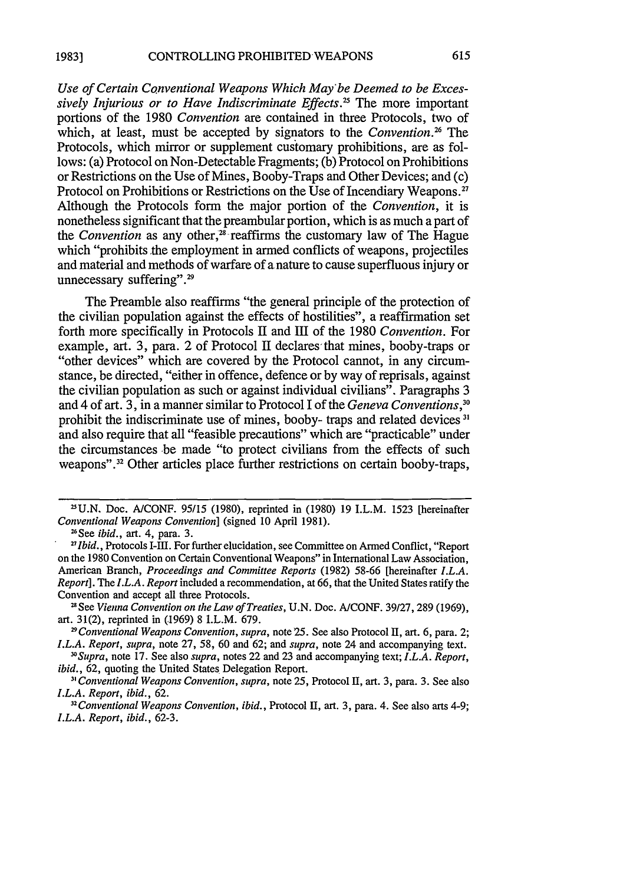*Use of Certain Conventional Weapons Which May be Deemed to be Excessively Injurious or to Have Indiscriminate Effects.*[25] The more important portions of the 1980 *Convention* are contained in three Protocols, two of which, at least, must be accepted by signators to the *Convention*.[26] The Protocols, which mirror or supplement customary prohibitions, are as follows: (a) Protocol on Non-Detectable Fragments; (b) Protocol on Prohibitions or Restrictions on the Use of Mines, Booby-Traps and Other Devices; and (c) Protocol on Prohibitions or Restrictions on the Use of Incendiary Weapons.[27] Although the Protocols form the major portion of the *Convention*, it is nonetheless significant that the preambular portion, which is as much a part of the *Convention* as any other,[28] reaffirms the customary law of The Hague which "prohibits the employment in armed conflicts of weapons, projectiles and material and methods of warfare of a nature to cause superfluous injury or unnecessary suffering".[29]

The Preamble also reaffirms "the general principle of the protection of the civilian population against the effects of hostilities", a reaffirmation set forth more specifically in Protocols II and III of the 1980 *Convention*. For example, art. 3, para. 2 of Protocol II declares that mines, booby-traps or "other devices" which are covered by the Protocol cannot, in any circumstance, be directed, "either in offence, defence or by way of reprisals, against the civilian population as such or against individual civilians". Paragraphs 3 and 4 of art. 3, in a manner similar to Protocol I of the *Geneva Conventions*,[30] prohibit the indiscriminate use of mines, booby- traps and related devices[31] and also require that all "feasible precautions" which are "practicable" under the circumstances be made "to protect civilians from the effects of such weapons".[32] Other articles place further restrictions on certain booby-traps,

---

[25] U.N. Doc. A/CONF. 95/15 (1980), reprinted in (1980) 19 I.L.M. 1523 [hereinafter *Conventional Weapons Convention*] (signed 10 April 1981).

[26] See *ibid.*, art. 4, para. 3.

[27] *Ibid.*, Protocols I-III. For further elucidation, see Committee on Armed Conflict, "Report on the 1980 Convention on Certain Conventional Weapons" in International Law Association, American Branch, *Proceedings and Committee Reports* (1982) 58-66 [hereinafter *I.L.A. Report*]. The *I.L.A. Report* included a recommendation, at 66, that the United States ratify the Convention and accept all three Protocols.

[28] See *Vienna Convention on the Law of Treaties*, U.N. Doc. A/CONF. 39/27, 289 (1969), art. 31(2), reprinted in (1969) 8 I.L.M. 679.

[29] *Conventional Weapons Convention*, *supra*, note 25. See also Protocol II, art. 6, para. 2; *I.L.A. Report*, *supra*, note 27, 58, 60 and 62; and *supra*, note 24 and accompanying text.

[30] *Supra*, note 17. See also *supra*, notes 22 and 23 and accompanying text; *I.L.A. Report*, *ibid.*, 62, quoting the United States Delegation Report.

[31] *Conventional Weapons Convention*, *supra*, note 25, Protocol II, art. 3, para. 3. See also *I.L.A. Report*, *ibid.*, 62.

[32] *Conventional Weapons Convention*, *ibid.*, Protocol II, art. 3, para. 4. See also arts 4-9; *I.L.A. Report*, *ibid.*, 62-3.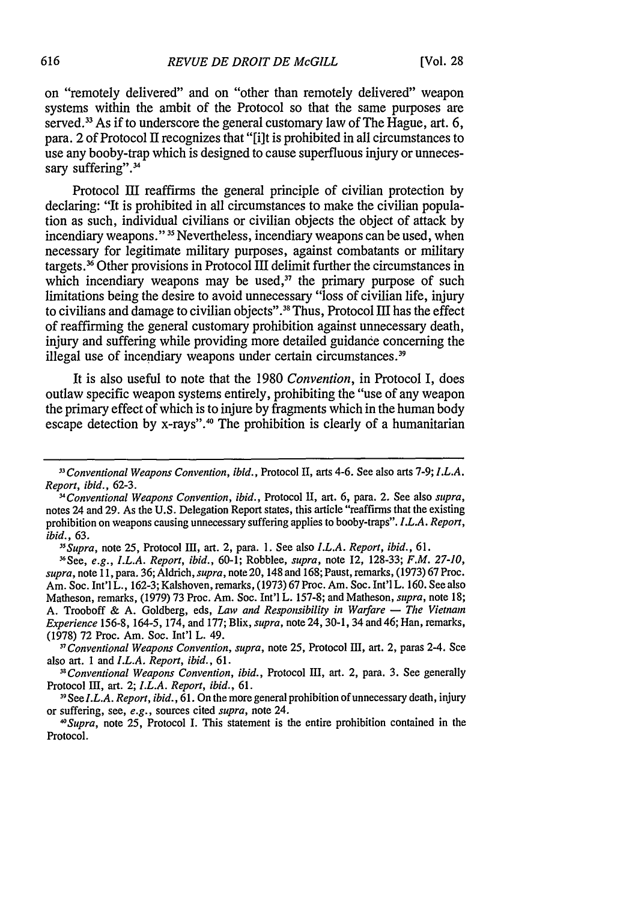on "remotely delivered" and on "other than remotely delivered" weapon systems within the ambit of the Protocol so that the same purposes are served.[33] As if to underscore the general customary law of The Hague, art. 6, para. 2 of Protocol II recognizes that "[i]t is prohibited in all circumstances to use any booby-trap which is designed to cause superfluous injury or unnecessary suffering".[34]

Protocol III reaffirms the general principle of civilian protection by declaring: "It is prohibited in all circumstances to make the civilian population as such, individual civilians or civilian objects the object of attack by incendiary weapons."[35] Nevertheless, incendiary weapons can be used, when necessary for legitimate military purposes, against combatants or military targets.[36] Other provisions in Protocol III delimit further the circumstances in which incendiary weapons may be used,[37] the primary purpose of such limitations being the desire to avoid unnecessary "loss of civilian life, injury to civilians and damage to civilian objects".[38] Thus, Protocol III has the effect of reaffirming the general customary prohibition against unnecessary death, injury and suffering while providing more detailed guidance concerning the illegal use of incendiary weapons under certain circumstances.[39]

It is also useful to note that the 1980 *Convention*, in Protocol I, does outlaw specific weapon systems entirely, prohibiting the "use of any weapon the primary effect of which is to injure by fragments which in the human body escape detection by x-rays".[40] The prohibition is clearly of a humanitarian

---

[33] *Conventional Weapons Convention*, *ibid.*, Protocol II, arts 4-6. See also arts 7-9; *I.L.A. Report*, *ibid.*, 62-3.

[34] *Conventional Weapons Convention*, *ibid.*, Protocol II, art. 6, para. 2. See also *supra*, notes 24 and 29. As the U.S. Delegation Report states, this article "reaffirms that the existing prohibition on weapons causing unnecessary suffering applies to booby-traps". *I.L.A. Report*, *ibid.*, 63.

[35] *Supra*, note 25, Protocol III, art. 2, para. 1. See also *I.L.A. Report*, *ibid.*, 61.

[36] See, *e.g.*, *I.L.A. Report*, *ibid.*, 60-1; Robblee, *supra*, note 12, 128-33; *F.M. 27-10*, *supra*, note 11, para. 36; Aldrich, *supra*, note 20, 148 and 168; Paust, remarks, (1973) 67 Proc. Am. Soc. Int'l L., 162-3; Kalshoven, remarks, (1973) 67 Proc. Am. Soc. Int'l L. 160. See also Matheson, remarks, (1979) 73 Proc. Am. Soc. Int'l L. 157-8; and Matheson, *supra*, note 18; A. Trooboff & A. Goldberg, eds, *Law and Responsibility in Warfare — The Vietnam Experience* 156-8, 164-5, 174, and 177; Blix, *supra*, note 24, 30-1, 34 and 46; Han, remarks, (1978) 72 Proc. Am. Soc. Int'l L. 49.

[37] *Conventional Weapons Convention*, *supra*, note 25, Protocol III, art. 2, paras 2-4. See also art. 1 and *I.L.A. Report*, *ibid.*, 61.

[38] *Conventional Weapons Convention*, *ibid.*, Protocol III, art. 2, para. 3. See generally Protocol III, art. 2; *I.L.A. Report*, *ibid.*, 61.

[39] See *I.L.A. Report*, *ibid.*, 61. On the more general prohibition of unnecessary death, injury or suffering, see, *e.g.*, sources cited *supra*, note 24.

[40] *Supra*, note 25, Protocol I. This statement is the entire prohibition contained in the Protocol.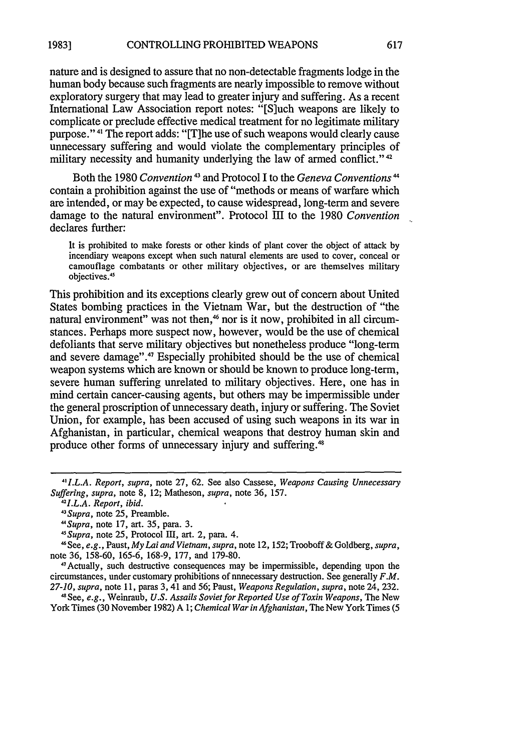nature and is designed to assure that no non-detectable fragments lodge in the human body because such fragments are nearly impossible to remove without exploratory surgery that may lead to greater injury and suffering. As a recent International Law Association report notes: "[S]uch weapons are likely to complicate or preclude effective medical treatment for no legitimate military purpose."[41] The report adds: "[T]he use of such weapons would clearly cause unnecessary suffering and would violate the complementary principles of military necessity and humanity underlying the law of armed conflict."[42]

Both the 1980 *Convention*[43] and Protocol I to the *Geneva Conventions*[44] contain a prohibition against the use of "methods or means of warfare which are intended, or may be expected, to cause widespread, long-term and severe damage to the natural environment". Protocol III to the 1980 *Convention* declares further:

> It is prohibited to make forests or other kinds of plant cover the object of attack by incendiary weapons except when such natural elements are used to cover, conceal or camouflage combatants or other military objectives, or are themselves military objectives.[45]

This prohibition and its exceptions clearly grew out of concern about United States bombing practices in the Vietnam War, but the destruction of "the natural environment" was not then,[46] nor is it now, prohibited in all circumstances. Perhaps more suspect now, however, would be the use of chemical defoliants that serve military objectives but nonetheless produce "long-term and severe damage".[47] Especially prohibited should be the use of chemical weapon systems which are known or should be known to produce long-term, severe human suffering unrelated to military objectives. Here, one has in mind certain cancer-causing agents, but others may be impermissible under the general proscription of unnecessary death, injury or suffering. The Soviet Union, for example, has been accused of using such weapons in its war in Afghanistan, in particular, chemical weapons that destroy human skin and produce other forms of unnecessary injury and suffering.[48]

---

[41] *I.L.A. Report*, *supra*, note 27, 62. See also Cassese, *Weapons Causing Unnecessary Suffering*, *supra*, note 8, 12; Matheson, *supra*, note 36, 157.

[42] *I.L.A. Report*, *ibid.*

[43] *Supra*, note 25, Preamble.

[44] *Supra*, note 17, art. 35, para. 3.

[45] *Supra*, note 25, Protocol III, art. 2, para. 4.

[46] See, *e.g.*, Paust, *My Lai and Vietnam*, *supra*, note 12, 152; Trooboff & Goldberg, *supra*, note 36, 158-60, 165-6, 168-9, 177, and 179-80.

[47] Actually, such destructive consequences may be impermissible, depending upon the circumstances, under customary prohibitions of nnecessary destruction. See generally *F.M. 27-10*, *supra*, note 11, paras 3, 41 and 56; Paust, *Weapons Regulation*, *supra*, note 24, 232.

[48] See, *e.g.*, Weinraub, *U.S. Assails Soviet for Reported Use of Toxin Weapons*, The New York Times (30 November 1982) A 1; *Chemical War in Afghanistan*, The New York Times (5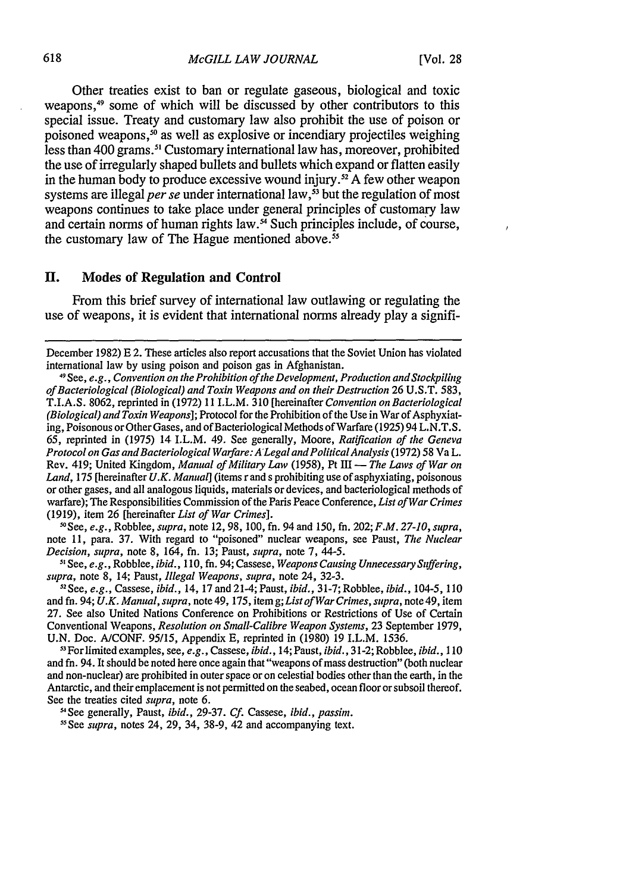Other treaties exist to ban or regulate gaseous, biological and toxic weapons,[49] some of which will be discussed by other contributors to this special issue. Treaty and customary law also prohibit the use of poison or poisoned weapons,[50] as well as explosive or incendiary projectiles weighing less than 400 grams.[51] Customary international law has, moreover, prohibited the use of irregularly shaped bullets and bullets which expand or flatten easily in the human body to produce excessive wound injury.[52] A few other weapon systems are illegal *per se* under international law,[53] but the regulation of most weapons continues to take place under general principles of customary law and certain norms of human rights law.[54] Such principles include, of course, the customary law of The Hague mentioned above.[55]

## II. Modes of Regulation and Control

From this brief survey of international law outlawing or regulating the use of weapons, it is evident that international norms already play a signifi-

---

December 1982) E 2. These articles also report accusations that the Soviet Union has violated international law by using poison and poison gas in Afghanistan.

[49] See, *e.g.*, *Convention on the Prohibition of the Development, Production and Stockpiling of Bacteriological (Biological) and Toxin Weapons and on their Destruction* 26 U.S.T. 583, T.I.A.S. 8062, reprinted in (1972) 11 I.L.M. 310 [hereinafter *Convention on Bacteriological (Biological) and Toxin Weapons*]; Protocol for the Prohibition of the Use in War of Asphyxiating, Poisonous or Other Gases, and of Bacteriological Methods of Warfare (1925) 94 L.N.T.S. 65, reprinted in (1975) 14 I.L.M. 49. See generally, Moore, *Ratification of the Geneva Protocol on Gas and Bacteriological Warfare: A Legal and Political Analysis* (1972) 58 Va L. Rev. 419; United Kingdom, *Manual of Military Law* (1958), Pt III — *The Laws of War on Land*, 175 [hereinafter *U.K. Manual*] (items r and s prohibiting use of asphyxiating, poisonous or other gases, and all analogous liquids, materials or devices, and bacteriological methods of warfare); The Responsibilities Commission of the Paris Peace Conference, *List of War Crimes* (1919), item 26 [hereinafter *List of War Crimes*].

[50] See, *e.g.*, Robblee, *supra*, note 12, 98, 100, fn. 94 and 150, fn. 202; *F.M. 27-10*, *supra*, note 11, para. 37. With regard to "poisoned" nuclear weapons, see Paust, *The Nuclear Decision*, *supra*, note 8, 164, fn. 13; Paust, *supra*, note 7, 44-5.

[51] See, *e.g.*, Robblee, *ibid.*, 110, fn. 94; Cassese, *Weapons Causing Unnecessary Suffering*, *supra*, note 8, 14; Paust, *Illegal Weapons*, *supra*, note 24, 32-3.

[52] See, *e.g.*, Cassese, *ibid.*, 14, 17 and 21-4; Paust, *ibid.*, 31-7; Robblee, *ibid.*, 104-5, 110 and fn. 94; *U.K. Manual*, *supra*, note 49, 175, item g; *List of War Crimes*, *supra*, note 49, item 27. See also United Nations Conference on Prohibitions or Restrictions of Use of Certain Conventional Weapons, *Resolution on Small-Calibre Weapon Systems*, 23 September 1979, U.N. Doc. A/CONF. 95/15, Appendix E, reprinted in (1980) 19 I.L.M. 1536.

[53] For limited examples, see, *e.g.*, Cassese, *ibid.*, 14; Paust, *ibid.*, 31-2; Robblee, *ibid.*, 110 and fn. 94. It should be noted here once again that "weapons of mass destruction" (both nuclear and non-nuclear) are prohibited in outer space or on celestial bodies other than the earth, in the Antarctic, and their emplacement is not permitted on the seabed, ocean floor or subsoil thereof. See the treaties cited *supra*, note 6.

[54] See generally, Paust, *ibid.*, 29-37. *Cf.* Cassese, *ibid.*, *passim*.

[55] See *supra*, notes 24, 29, 34, 38-9, 42 and accompanying text.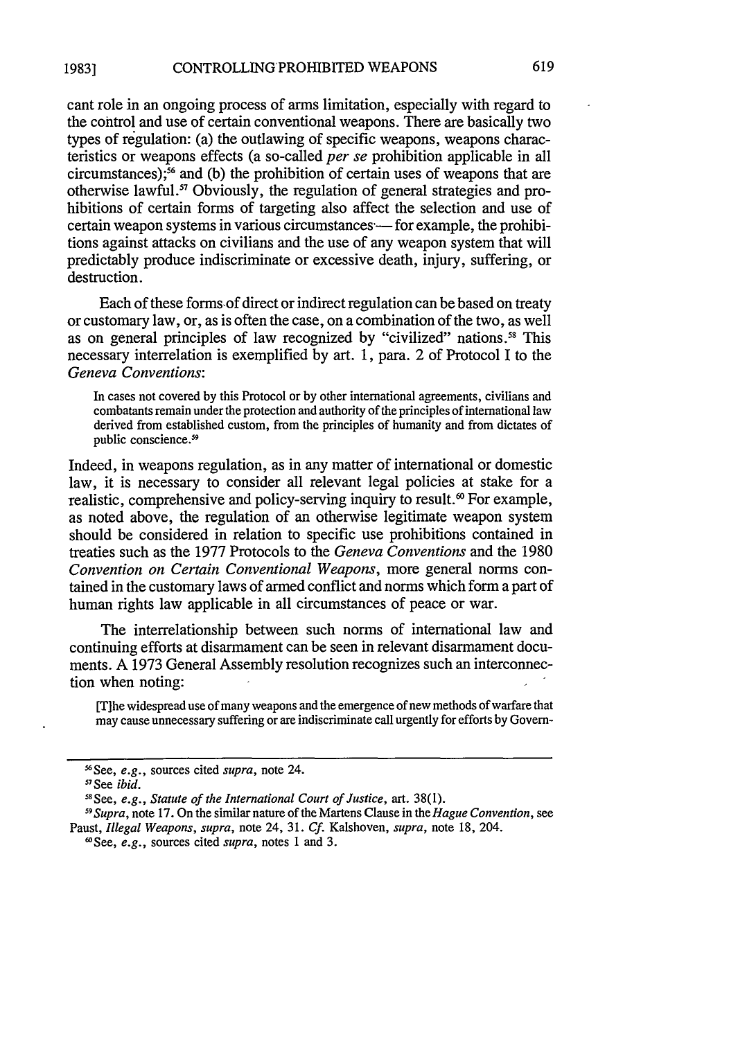cant role in an ongoing process of arms limitation, especially with regard to the control and use of certain conventional weapons. There are basically two types of regulation: (a) the outlawing of specific weapons, weapons characteristics or weapons effects (a so-called *per se* prohibition applicable in all circumstances);[56] and (b) the prohibition of certain uses of weapons that are otherwise lawful.[57] Obviously, the regulation of general strategies and prohibitions of certain forms of targeting also affect the selection and use of certain weapon systems in various circumstances — for example, the prohibitions against attacks on civilians and the use of any weapon system that will predictably produce indiscriminate or excessive death, injury, suffering, or destruction.

Each of these forms of direct or indirect regulation can be based on treaty or customary law, or, as is often the case, on a combination of the two, as well as on general principles of law recognized by "civilized" nations.[58] This necessary interrelation is exemplified by art. 1, para. 2 of Protocol I to the *Geneva Conventions*:

> In cases not covered by this Protocol or by other international agreements, civilians and combatants remain under the protection and authority of the principles of international law derived from established custom, from the principles of humanity and from dictates of public conscience.[59]

Indeed, in weapons regulation, as in any matter of international or domestic law, it is necessary to consider all relevant legal policies at stake for a realistic, comprehensive and policy-serving inquiry to result.[60] For example, as noted above, the regulation of an otherwise legitimate weapon system should be considered in relation to specific use prohibitions contained in treaties such as the 1977 Protocols to the *Geneva Conventions* and the 1980 *Convention on Certain Conventional Weapons*, more general norms contained in the customary laws of armed conflict and norms which form a part of human rights law applicable in all circumstances of peace or war.

The interrelationship between such norms of international law and continuing efforts at disarmament can be seen in relevant disarmament documents. A 1973 General Assembly resolution recognizes such an interconnection when noting:

> [T]he widespread use of many weapons and the emergence of new methods of warfare that may cause unnecessary suffering or are indiscriminate call urgently for efforts by Govern-

---

[56] See, *e.g.*, sources cited *supra*, note 24.

[57] See *ibid.*

[58] See, *e.g.*, *Statute of the International Court of Justice*, art. 38(1).

[59] *Supra*, note 17. On the similar nature of the Martens Clause in the *Hague Convention*, see Paust, *Illegal Weapons*, *supra*, note 24, 31. *Cf.* Kalshoven, *supra*, note 18, 204.

[60] See, *e.g.*, sources cited *supra*, notes 1 and 3.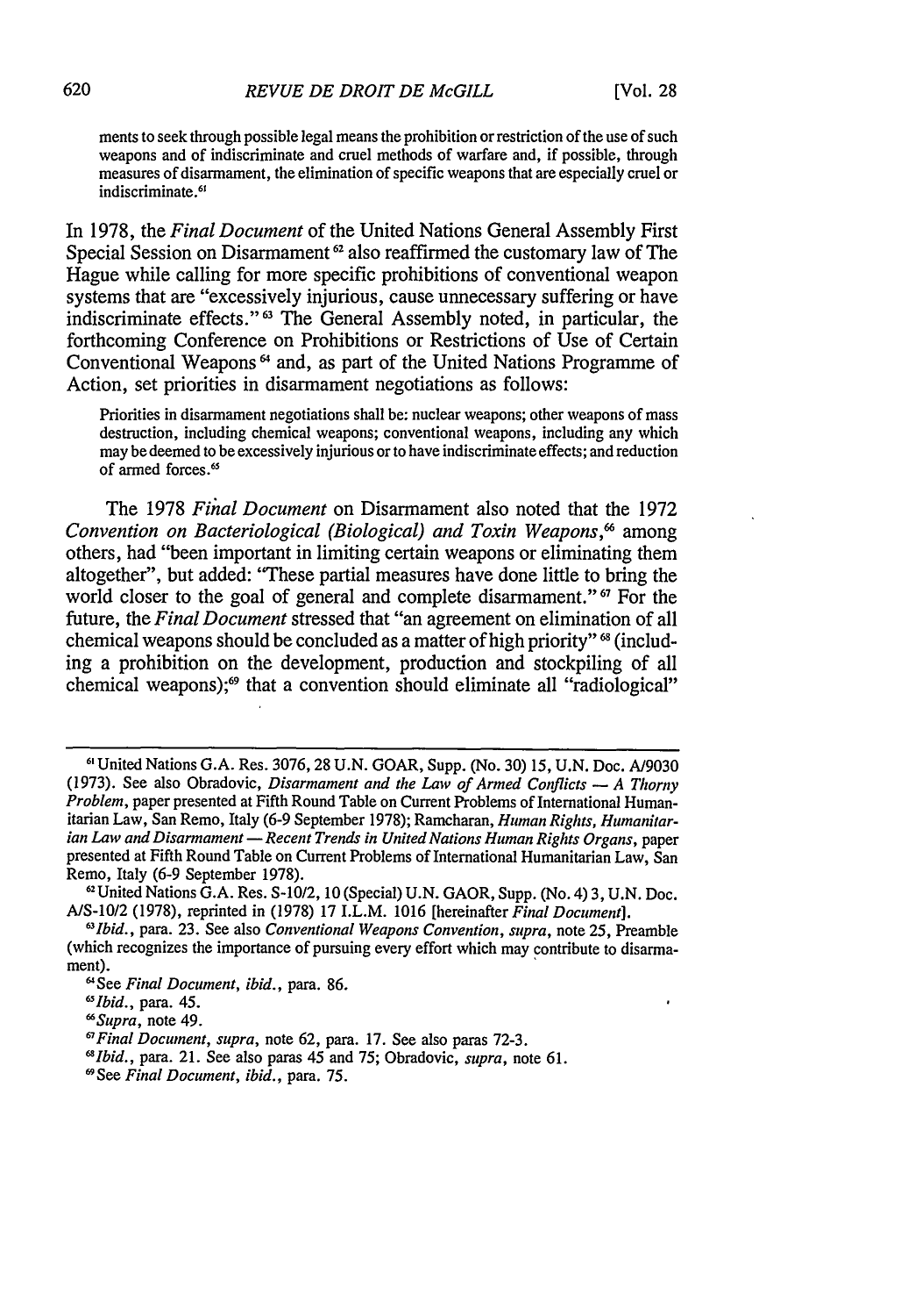> ments to seek through possible legal means the prohibition or restriction of the use of such weapons and of indiscriminate and cruel methods of warfare and, if possible, through measures of disarmament, the elimination of specific weapons that are especially cruel or indiscriminate.[61]

In 1978, the *Final Document* of the United Nations General Assembly First Special Session on Disarmament[62] also reaffirmed the customary law of The Hague while calling for more specific prohibitions of conventional weapon systems that are "excessively injurious, cause unnecessary suffering or have indiscriminate effects."[63] The General Assembly noted, in particular, the forthcoming Conference on Prohibitions or Restrictions of Use of Certain Conventional Weapons[64] and, as part of the United Nations Programme of Action, set priorities in disarmament negotiations as follows:

> Priorities in disarmament negotiations shall be: nuclear weapons; other weapons of mass destruction, including chemical weapons; conventional weapons, including any which may be deemed to be excessively injurious or to have indiscriminate effects; and reduction of armed forces.[65]

The 1978 *Final Document* on Disarmament also noted that the 1972 *Convention on Bacteriological (Biological) and Toxin Weapons*,[66] among others, had "been important in limiting certain weapons or eliminating them altogether", but added: "These partial measures have done little to bring the world closer to the goal of general and complete disarmament."[67] For the future, the *Final Document* stressed that "an agreement on elimination of all chemical weapons should be concluded as a matter of high priority"[68] (including a prohibition on the development, production and stockpiling of all chemical weapons);[69] that a convention should eliminate all "radiological"

---

[61] United Nations G.A. Res. 3076, 28 U.N. GOAR, Supp. (No. 30) 15, U.N. Doc. A/9030 (1973). See also Obradovic, *Disarmament and the Law of Armed Conflicts — A Thorny Problem*, paper presented at Fifth Round Table on Current Problems of International Humanitarian Law, San Remo, Italy (6-9 September 1978); Ramcharan, *Human Rights, Humanitarian Law and Disarmament — Recent Trends in United Nations Human Rights Organs*, paper presented at Fifth Round Table on Current Problems of International Humanitarian Law, San Remo, Italy (6-9 September 1978).

[62] United Nations G.A. Res. S-10/2, 10 (Special) U.N. GAOR, Supp. (No. 4) 3, U.N. Doc. A/S-10/2 (1978), reprinted in (1978) 17 I.L.M. 1016 [hereinafter *Final Document*].

[63] *Ibid.*, para. 23. See also *Conventional Weapons Convention*, *supra*, note 25, Preamble (which recognizes the importance of pursuing every effort which may contribute to disarmament).

[64] See *Final Document*, *ibid.*, para. 86.

[65] *Ibid.*, para. 45.

[66] *Supra*, note 49.

[67] *Final Document*, *supra*, note 62, para. 17. See also paras 72-3.

[68] *Ibid.*, para. 21. See also paras 45 and 75; Obradovic, *supra*, note 61.

[69] See *Final Document*, *ibid.*, para. 75.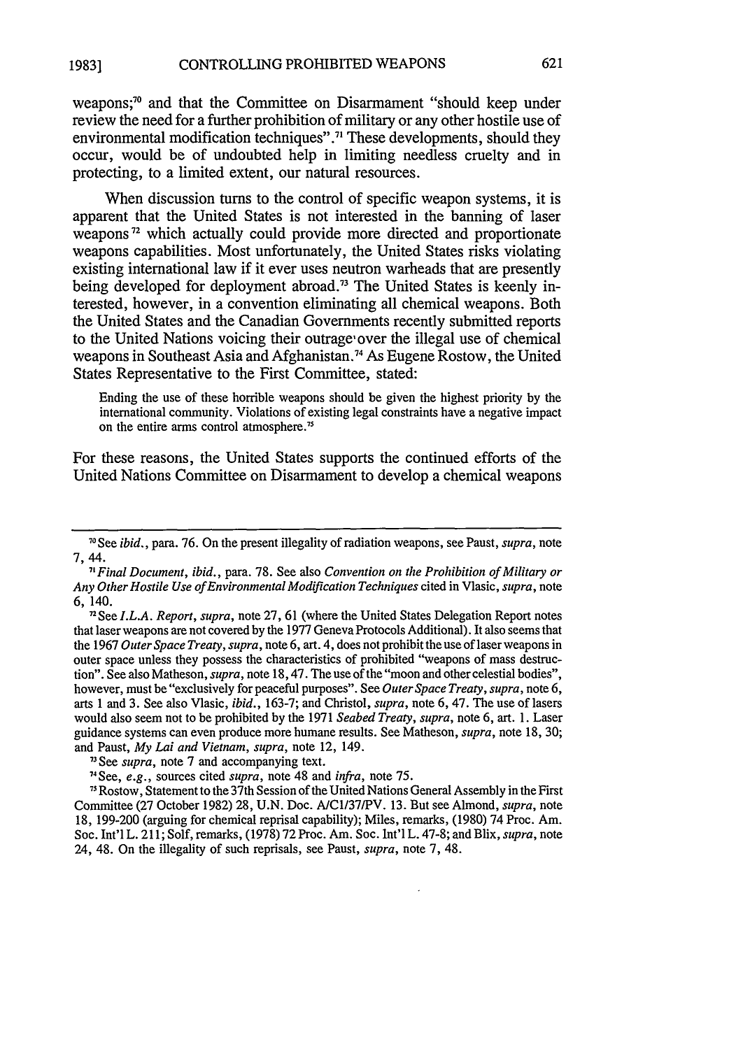weapons;[70] and that the Committee on Disarmament "should keep under review the need for a further prohibition of military or any other hostile use of environmental modification techniques".[71] These developments, should they occur, would be of undoubted help in limiting needless cruelty and in protecting, to a limited extent, our natural resources.

When discussion turns to the control of specific weapon systems, it is apparent that the United States is not interested in the banning of laser weapons[72] which actually could provide more directed and proportionate weapons capabilities. Most unfortunately, the United States risks violating existing international law if it ever uses neutron warheads that are presently being developed for deployment abroad.[73] The United States is keenly interested, however, in a convention eliminating all chemical weapons. Both the United States and the Canadian Governments recently submitted reports to the United Nations voicing their outrage over the illegal use of chemical weapons in Southeast Asia and Afghanistan.[74] As Eugene Rostow, the United States Representative to the First Committee, stated:

> Ending the use of these horrible weapons should be given the highest priority by the international community. Violations of existing legal constraints have a negative impact on the entire arms control atmosphere.[75]

For these reasons, the United States supports the continued efforts of the United Nations Committee on Disarmament to develop a chemical weapons

---

[70] See *ibid.*, para. 76. On the present illegality of radiation weapons, see Paust, *supra*, note 7, 44.

[71] *Final Document, ibid.*, para. 78. See also *Convention on the Prohibition of Military or Any Other Hostile Use of Environmental Modification Techniques* cited in Vlasic, *supra*, note 6, 140.

[72] See *I.L.A. Report*, *supra*, note 27, 61 (where the United States Delegation Report notes that laser weapons are not covered by the 1977 Geneva Protocols Additional). It also seems that the 1967 *Outer Space Treaty*, *supra*, note 6, art. 4, does not prohibit the use of laser weapons in outer space unless they possess the characteristics of prohibited "weapons of mass destruction". See also Matheson, *supra*, note 18, 47. The use of the "moon and other celestial bodies", however, must be "exclusively for peaceful purposes". See *Outer Space Treaty*, *supra*, note 6, arts 1 and 3. See also Vlasic, *ibid.*, 163-7; and Christol, *supra*, note 6, 47. The use of lasers would also seem not to be prohibited by the 1971 *Seabed Treaty*, *supra*, note 6, art. 1. Laser guidance systems can even produce more humane results. See Matheson, *supra*, note 18, 30; and Paust, *My Lai and Vietnam*, *supra*, note 12, 149.

[73] See *supra*, note 7 and accompanying text.

[74] See, *e.g.*, sources cited *supra*, note 48 and *infra*, note 75.

[75] Rostow, Statement to the 37th Session of the United Nations General Assembly in the First Committee (27 October 1982) 28, U.N. Doc. A/C1/37/PV. 13. But see Almond, *supra*, note 18, 199-200 (arguing for chemical reprisal capability); Miles, remarks, (1980) 74 Proc. Am. Soc. Int'l L. 211; Solf, remarks, (1978) 72 Proc. Am. Soc. Int'l L. 47-8; and Blix, *supra*, note 24, 48. On the illegality of such reprisals, see Paust, *supra*, note 7, 48.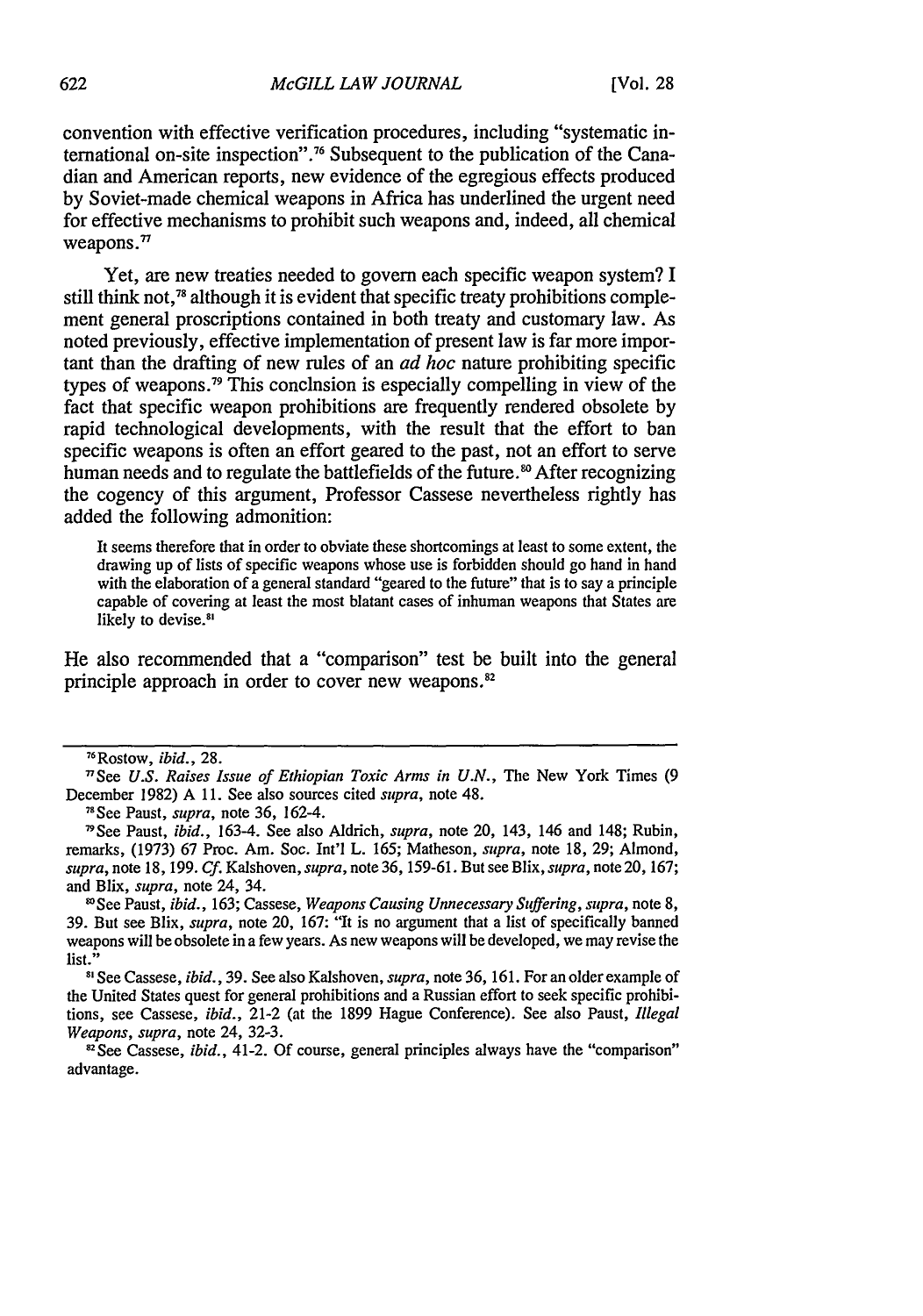convention with effective verification procedures, including "systematic international on-site inspection".[76] Subsequent to the publication of the Canadian and American reports, new evidence of the egregious effects produced by Soviet-made chemical weapons in Africa has underlined the urgent need for effective mechanisms to prohibit such weapons and, indeed, all chemical weapons.[77]

Yet, are new treaties needed to govern each specific weapon system? I still think not,[78] although it is evident that specific treaty prohibitions complement general proscriptions contained in both treaty and customary law. As noted previously, effective implementation of present law is far more important than the drafting of new rules of an *ad hoc* nature prohibiting specific types of weapons.[79] This conclnsion is especially compelling in view of the fact that specific weapon prohibitions are frequently rendered obsolete by rapid technological developments, with the result that the effort to ban specific weapons is often an effort geared to the past, not an effort to serve human needs and to regulate the battlefields of the future.[80] After recognizing the cogency of this argument, Professor Cassese nevertheless rightly has added the following admonition:

> It seems therefore that in order to obviate these shortcomings at least to some extent, the drawing up of lists of specific weapons whose use is forbidden should go hand in hand with the elaboration of a general standard "geared to the future" that is to say a principle capable of covering at least the most blatant cases of inhuman weapons that States are likely to devise.[81]

He also recommended that a "comparison" test be built into the general principle approach in order to cover new weapons.[82]

---

[76] Rostow, *ibid.*, 28.

[77] See *U.S. Raises Issue of Ethiopian Toxic Arms in U.N.*, The New York Times (9 December 1982) A 11. See also sources cited *supra*, note 48.

[78] See Paust, *supra*, note 36, 162-4.

[79] See Paust, *ibid.*, 163-4. See also Aldrich, *supra*, note 20, 143, 146 and 148; Rubin, remarks, (1973) 67 Proc. Am. Soc. Int'l L. 165; Matheson, *supra*, note 18, 29; Almond, *supra*, note 18, 199. *Cf.* Kalshoven, *supra*, note 36, 159-61. But see Blix, *supra*, note 20, 167; and Blix, *supra*, note 24, 34.

[80] See Paust, *ibid.*, 163; Cassese, *Weapons Causing Unnecessary Suffering*, *supra*, note 8, 39. But see Blix, *supra*, note 20, 167: "It is no argument that a list of specifically banned weapons will be obsolete in a few years. As new weapons will be developed, we may revise the list."

[81] See Cassese, *ibid.*, 39. See also Kalshoven, *supra*, note 36, 161. For an older example of the United States quest for general prohibitions and a Russian effort to seek specific prohibitions, see Cassese, *ibid.*, 21-2 (at the 1899 Hague Conference). See also Paust, *Illegal Weapons*, *supra*, note 24, 32-3.

[82] See Cassese, *ibid.*, 41-2. Of course, general principles always have the "comparison" advantage.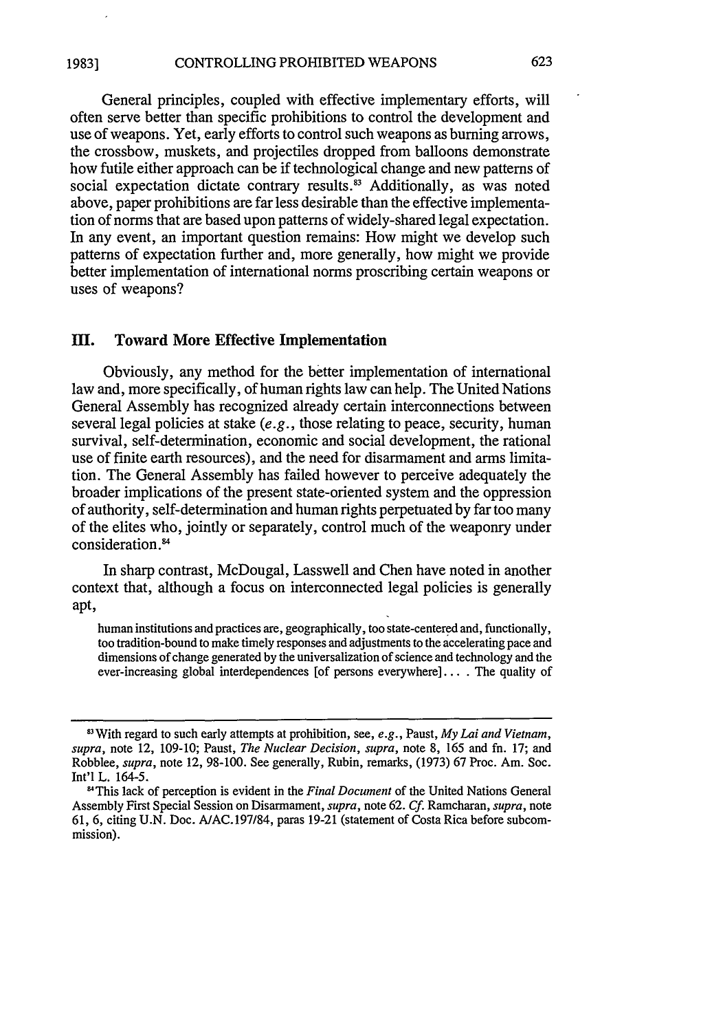General principles, coupled with effective implementary efforts, will often serve better than specific prohibitions to control the development and use of weapons. Yet, early efforts to control such weapons as burning arrows, the crossbow, muskets, and projectiles dropped from balloons demonstrate how futile either approach can be if technological change and new patterns of social expectation dictate contrary results.[83] Additionally, as was noted above, paper prohibitions are far less desirable than the effective implementation of norms that are based upon patterns of widely-shared legal expectation. In any event, an important question remains: How might we develop such patterns of expectation further and, more generally, how might we provide better implementation of international norms proscribing certain weapons or uses of weapons?

## III. Toward More Effective Implementation

Obviously, any method for the better implementation of international law and, more specifically, of human rights law can help. The United Nations General Assembly has recognized already certain interconnections between several legal policies at stake (*e.g.*, those relating to peace, security, human survival, self-determination, economic and social development, the rational use of finite earth resources), and the need for disarmament and arms limitation. The General Assembly has failed however to perceive adequately the broader implications of the present state-oriented system and the oppression of authority, self-determination and human rights perpetuated by far too many of the elites who, jointly or separately, control much of the weaponry under consideration.[84]

In sharp contrast, McDougal, Lasswell and Chen have noted in another context that, although a focus on interconnected legal policies is generally apt,

> human institutions and practices are, geographically, too state-centered and, functionally, too tradition-bound to make timely responses and adjustments to the accelerating pace and dimensions of change generated by the universalization of science and technology and the ever-increasing global interdependences [of persons everywhere].... The quality of

---

[83] With regard to such early attempts at prohibition, see, *e.g.*, Paust, *My Lai and Vietnam*, *supra*, note 12, 109-10; Paust, *The Nuclear Decision*, *supra*, note 8, 165 and fn. 17; and Robblee, *supra*, note 12, 98-100. See generally, Rubin, remarks, (1973) 67 Proc. Am. Soc. Int'l L. 164-5.

[84] This lack of perception is evident in the *Final Document* of the United Nations General Assembly First Special Session on Disarmament, *supra*, note 62. *Cf.* Ramcharan, *supra*, note 61, 6, citing U.N. Doc. A/AC.197/84, paras 19-21 (statement of Costa Rica before subcommission).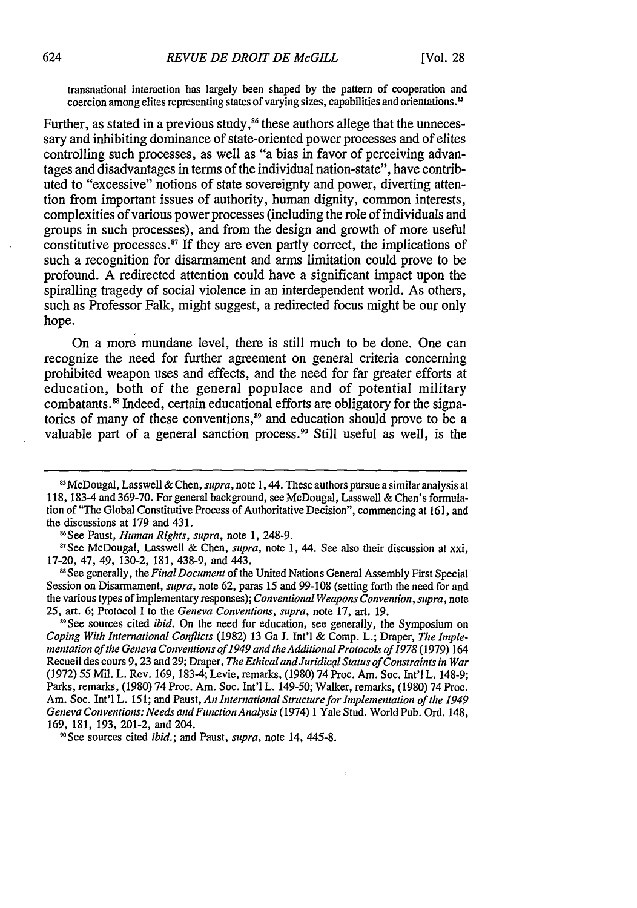transnational interaction has largely been shaped by the pattern of cooperation and coercion among elites representing states of varying sizes, capabilities and orientations.[85]

Further, as stated in a previous study,[86] these authors allege that the unnecessary and inhibiting dominance of state-oriented power processes and of elites controlling such processes, as well as "a bias in favor of perceiving advantages and disadvantages in terms of the individual nation-state", have contributed to "excessive" notions of state sovereignty and power, diverting attention from important issues of authority, human dignity, common interests, complexities of various power processes (including the role of individuals and groups in such processes), and from the design and growth of more useful constitutive processes.[87] If they are even partly correct, the implications of such a recognition for disarmament and arms limitation could prove to be profound. A redirected attention could have a significant impact upon the spiralling tragedy of social violence in an interdependent world. As others, such as Professor Falk, might suggest, a redirected focus might be our only hope.

On a more mundane level, there is still much to be done. One can recognize the need for further agreement on general criteria concerning prohibited weapon uses and effects, and the need for far greater efforts at education, both of the general populace and of potential military combatants.[88] Indeed, certain educational efforts are obligatory for the signatories of many of these conventions,[89] and education should prove to be a valuable part of a general sanction process.[90] Still useful as well, is the

---

[85] McDougal, Lasswell & Chen, *supra*, note 1, 44. These authors pursue a similar analysis at 118, 183-4 and 369-70. For general background, see McDougal, Lasswell & Chen's formulation of "The Global Constitutive Process of Authoritative Decision", commencing at 161, and the discussions at 179 and 431.

[86] See Paust, *Human Rights*, *supra*, note 1, 248-9.

[87] See McDougal, Lasswell & Chen, *supra*, note 1, 44. See also their discussion at xxi, 17-20, 47, 49, 130-2, 181, 438-9, and 443.

[88] See generally, the *Final Document* of the United Nations General Assembly First Special Session on Disarmament, *supra*, note 62, paras 15 and 99-108 (setting forth the need for and the various types of implementary responses); *Conventional Weapons Convention*, *supra*, note 25, art. 6; Protocol I to the *Geneva Conventions*, *supra*, note 17, art. 19.

[89] See sources cited *ibid.* On the need for education, see generally, the Symposium on *Coping With International Conflicts* (1982) 13 Ga J. Int'l & Comp. L.; Draper, *The Implementation of the Geneva Conventions of 1949 and the Additional Protocols of 1978* (1979) 164 Recueil des cours 9, 23 and 29; Draper, *The Ethical and Juridical Status of Constraints in War* (1972) 55 Mil. L. Rev. 169, 183-4; Levie, remarks, (1980) 74 Proc. Am. Soc. Int'l L. 148-9; Parks, remarks, (1980) 74 Proc. Am. Soc. Int'l L. 149-50; Walker, remarks, (1980) 74 Proc. Am. Soc. Int'l L. 151; and Paust, *An International Structure for Implementation of the 1949 Geneva Conventions: Needs and Function Analysis* (1974) 1 Yale Stud. World Pub. Ord. 148, 169, 181, 193, 201-2, and 204.

[90] See sources cited *ibid.*; and Paust, *supra*, note 14, 445-8.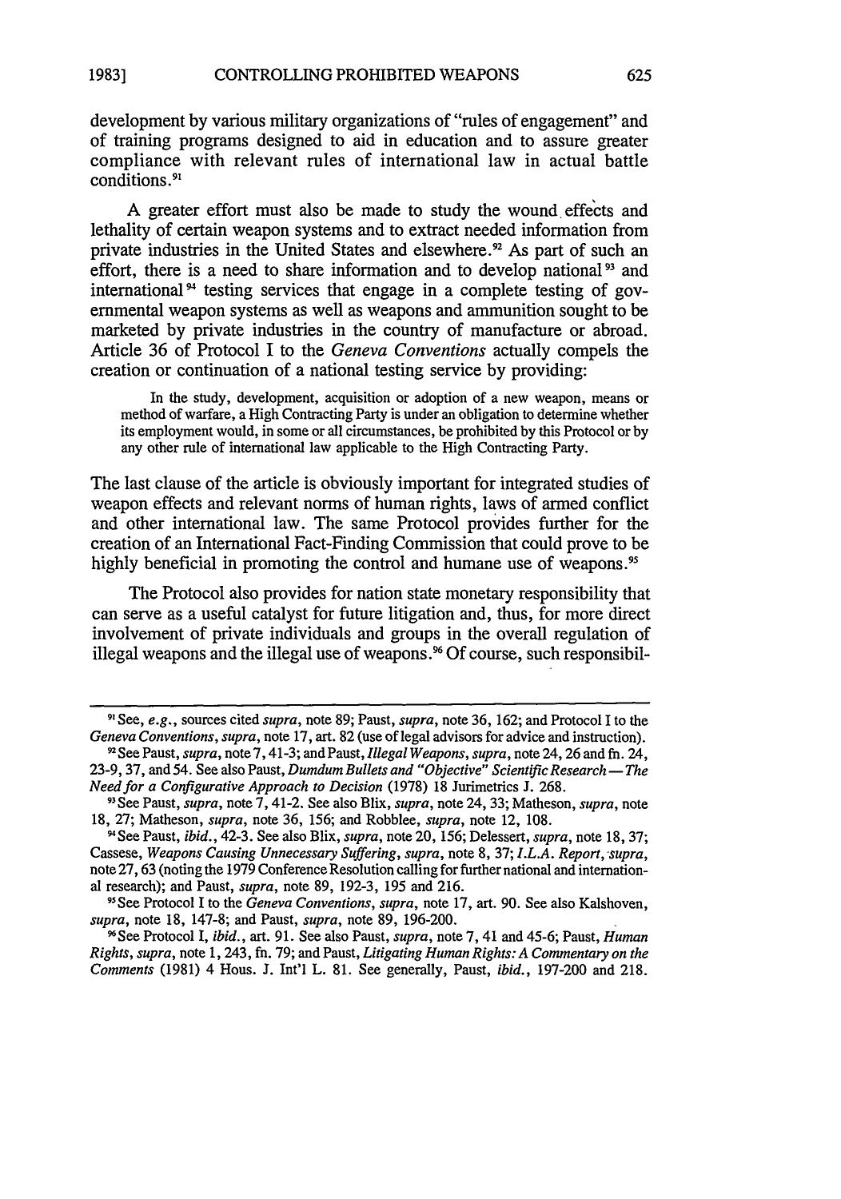development by various military organizations of "rules of engagement" and of training programs designed to aid in education and to assure greater compliance with relevant rules of international law in actual battle conditions.[91]

A greater effort must also be made to study the wound effects and lethality of certain weapon systems and to extract needed information from private industries in the United States and elsewhere.[92] As part of such an effort, there is a need to share information and to develop national[93] and international[94] testing services that engage in a complete testing of governmental weapon systems as well as weapons and ammunition sought to be marketed by private industries in the country of manufacture or abroad. Article 36 of Protocol I to the *Geneva Conventions* actually compels the creation or continuation of a national testing service by providing:

> In the study, development, acquisition or adoption of a new weapon, means or method of warfare, a High Contracting Party is under an obligation to determine whether its employment would, in some or all circumstances, be prohibited by this Protocol or by any other rule of international law applicable to the High Contracting Party.

The last clause of the article is obviously important for integrated studies of weapon effects and relevant norms of human rights, laws of armed conflict and other international law. The same Protocol provides further for the creation of an International Fact-Finding Commission that could prove to be highly beneficial in promoting the control and humane use of weapons.[95]

The Protocol also provides for nation state monetary responsibility that can serve as a useful catalyst for future litigation and, thus, for more direct involvement of private individuals and groups in the overall regulation of illegal weapons and the illegal use of weapons.[96] Of course, such responsibil-

---

[91] See, *e.g.*, sources cited *supra*, note 89; Paust, *supra*, note 36, 162; and Protocol I to the *Geneva Conventions*, *supra*, note 17, art. 82 (use of legal advisors for advice and instruction).

[92] See Paust, *supra*, note 7, 41-3; and Paust, *Illegal Weapons*, *supra*, note 24, 26 and fn. 24, 23-9, 37, and 54. See also Paust, *Dumdum Bullets and "Objective" Scientific Research—The Need for a Configurative Approach to Decision* (1978) 18 Jurimetrics J. 268.

[93] See Paust, *supra*, note 7, 41-2. See also Blix, *supra*, note 24, 33; Matheson, *supra*, note 18, 27; Matheson, *supra*, note 36, 156; and Robblee, *supra*, note 12, 108.

[94] See Paust, *ibid.*, 42-3. See also Blix, *supra*, note 20, 156; Delessert, *supra*, note 18, 37; Cassese, *Weapons Causing Unnecessary Suffering*, *supra*, note 8, 37; *I.L.A. Report*, *supra*, note 27, 63 (noting the 1979 Conference Resolution calling for further national and international research); and Paust, *supra*, note 89, 192-3, 195 and 216.

[95] See Protocol I to the *Geneva Conventions*, *supra*, note 17, art. 90. See also Kalshoven, *supra*, note 18, 147-8; and Paust, *supra*, note 89, 196-200.

[96] See Protocol I, *ibid.*, art. 91. See also Paust, *supra*, note 7, 41 and 45-6; Paust, *Human Rights*, *supra*, note 1, 243, fn. 79; and Paust, *Litigating Human Rights: A Commentary on the Comments* (1981) 4 Hous. J. Int'l L. 81. See generally, Paust, *ibid.*, 197-200 and 218.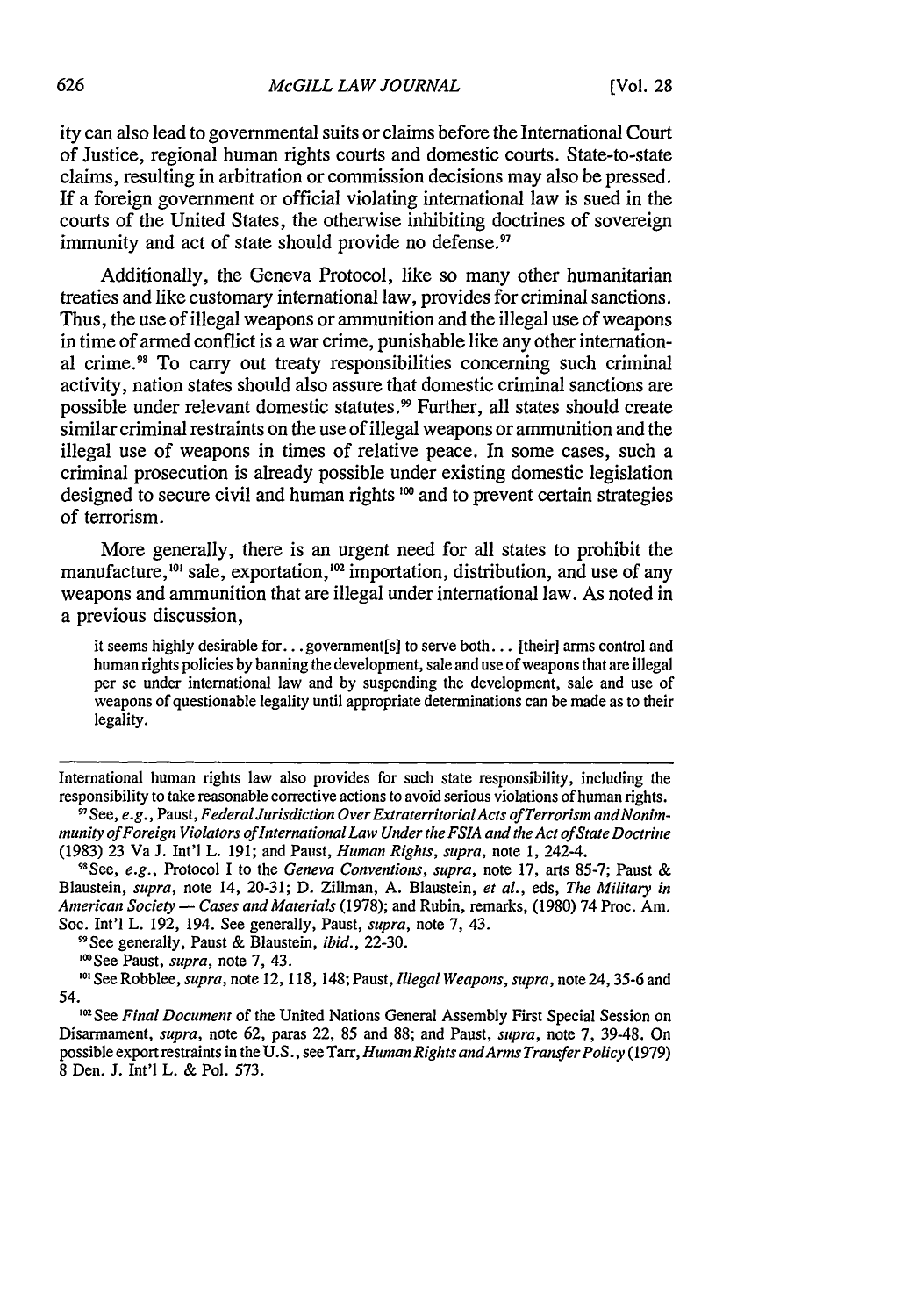ity can also lead to governmental suits or claims before the International Court of Justice, regional human rights courts and domestic courts. State-to-state claims, resulting in arbitration or commission decisions may also be pressed. If a foreign government or official violating international law is sued in the courts of the United States, the otherwise inhibiting doctrines of sovereign immunity and act of state should provide no defense.[97]

Additionally, the Geneva Protocol, like so many other humanitarian treaties and like customary international law, provides for criminal sanctions. Thus, the use of illegal weapons or ammunition and the illegal use of weapons in time of armed conflict is a war crime, punishable like any other international crime.[98] To carry out treaty responsibilities concerning such criminal activity, nation states should also assure that domestic criminal sanctions are possible under relevant domestic statutes.[99] Further, all states should create similar criminal restraints on the use of illegal weapons or ammunition and the illegal use of weapons in times of relative peace. In some cases, such a criminal prosecution is already possible under existing domestic legislation designed to secure civil and human rights [100] and to prevent certain strategies of terrorism.

More generally, there is an urgent need for all states to prohibit the manufacture,[101] sale, exportation,[102] importation, distribution, and use of any weapons and ammunition that are illegal under international law. As noted in a previous discussion,

> it seems highly desirable for... government[s] to serve both... [their] arms control and human rights policies by banning the development, sale and use of weapons that are illegal per se under international law and by suspending the development, sale and use of weapons of questionable legality until appropriate determinations can be made as to their legality.

---

International human rights law also provides for such state responsibility, including the responsibility to take reasonable corrective actions to avoid serious violations of human rights.

[97] See, *e.g.*, Paust, *Federal Jurisdiction Over Extraterritorial Acts of Terrorism and Nonimmunity of Foreign Violators of International Law Under the FSIA and the Act of State Doctrine* (1983) 23 Va J. Int'l L. 191; and Paust, *Human Rights*, *supra*, note 1, 242-4.

[98] See, *e.g.*, Protocol I to the *Geneva Conventions*, *supra*, note 17, arts 85-7; Paust & Blaustein, *supra*, note 14, 20-31; D. Zillman, A. Blaustein, *et al.*, eds, *The Military in American Society — Cases and Materials* (1978); and Rubin, remarks, (1980) 74 Proc. Am. Soc. Int'l L. 192, 194. See generally, Paust, *supra*, note 7, 43.

[99] See generally, Paust & Blaustein, *ibid.*, 22-30.

[100] See Paust, *supra*, note 7, 43.

[101] See Robblee, *supra*, note 12, 118, 148; Paust, *Illegal Weapons*, *supra*, note 24, 35-6 and 54.

[102] See *Final Document* of the United Nations General Assembly First Special Session on Disarmament, *supra*, note 62, paras 22, 85 and 88; and Paust, *supra*, note 7, 39-48. On possible export restraints in the U.S., see Tarr, *Human Rights and Arms Transfer Policy* (1979) 8 Den. J. Int'l L. & Pol. 573.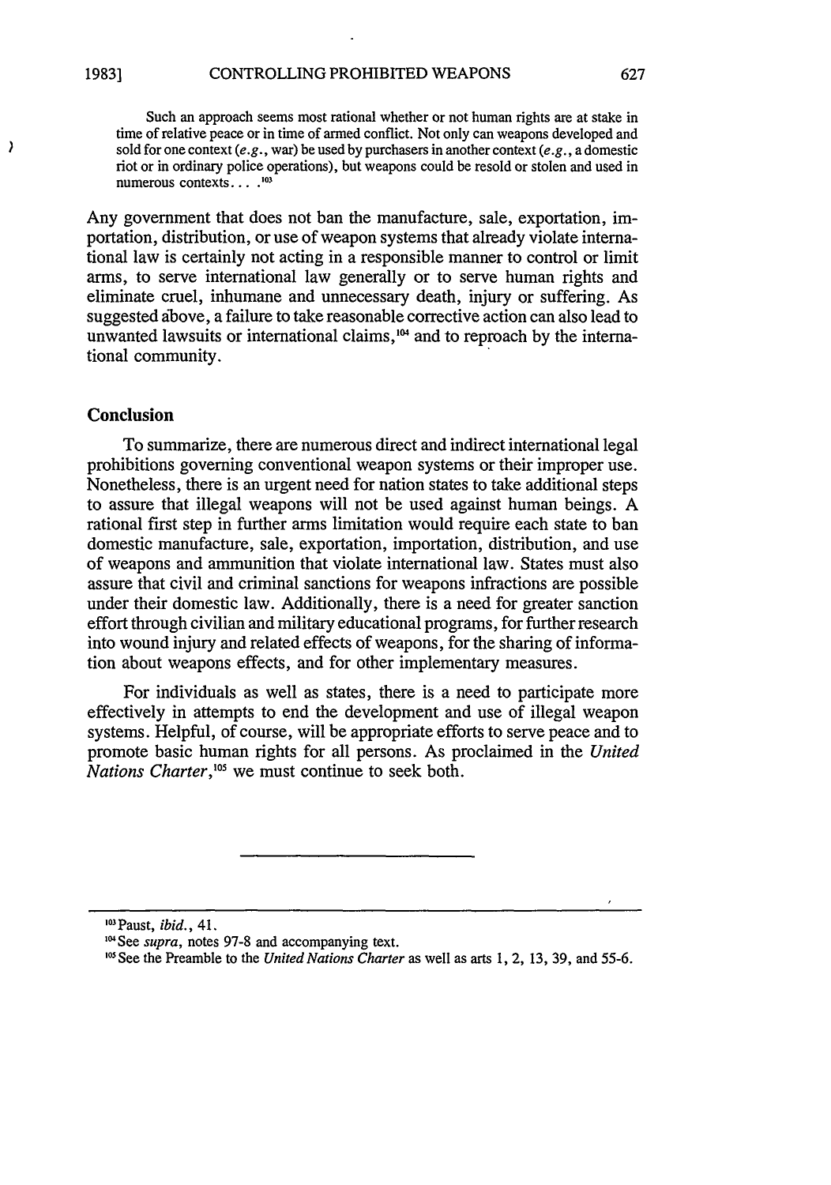> Such an approach seems most rational whether or not human rights are at stake in time of relative peace or in time of armed conflict. Not only can weapons developed and sold for one context (*e.g.*, war) be used by purchasers in another context (*e.g.*, a domestic riot or in ordinary police operations), but weapons could be resold or stolen and used in numerous contexts. . . .[103]

Any government that does not ban the manufacture, sale, exportation, importation, distribution, or use of weapon systems that already violate international law is certainly not acting in a responsible manner to control or limit arms, to serve international law generally or to serve human rights and eliminate cruel, inhumane and unnecessary death, injury or suffering. As suggested above, a failure to take reasonable corrective action can also lead to unwanted lawsuits or international claims,[104] and to reproach by the international community.

## Conclusion

To summarize, there are numerous direct and indirect international legal prohibitions governing conventional weapon systems or their improper use. Nonetheless, there is an urgent need for nation states to take additional steps to assure that illegal weapons will not be used against human beings. A rational first step in further arms limitation would require each state to ban domestic manufacture, sale, exportation, importation, distribution, and use of weapons and ammunition that violate international law. States must also assure that civil and criminal sanctions for weapons infractions are possible under their domestic law. Additionally, there is a need for greater sanction effort through civilian and military educational programs, for further research into wound injury and related effects of weapons, for the sharing of information about weapons effects, and for other implementary measures.

For individuals as well as states, there is a need to participate more effectively in attempts to end the development and use of illegal weapon systems. Helpful, of course, will be appropriate efforts to serve peace and to promote basic human rights for all persons. As proclaimed in the *United Nations Charter*,[105] we must continue to seek both.

---

[103] Paust, *ibid.*, 41.

[104] See *supra*, notes 97-8 and accompanying text.

[105] See the Preamble to the *United Nations Charter* as well as arts 1, 2, 13, 39, and 55-6.